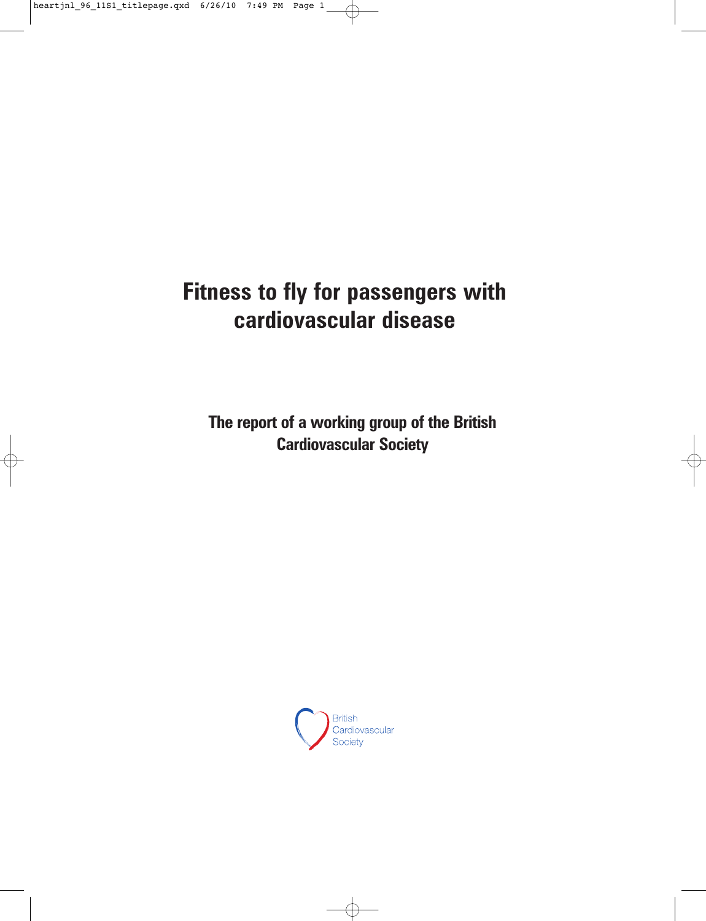# Fitness to fly for passengers with cardiovascular disease

**The report of a working group of the British Cardiovascular Society**

British Cardiovascular Society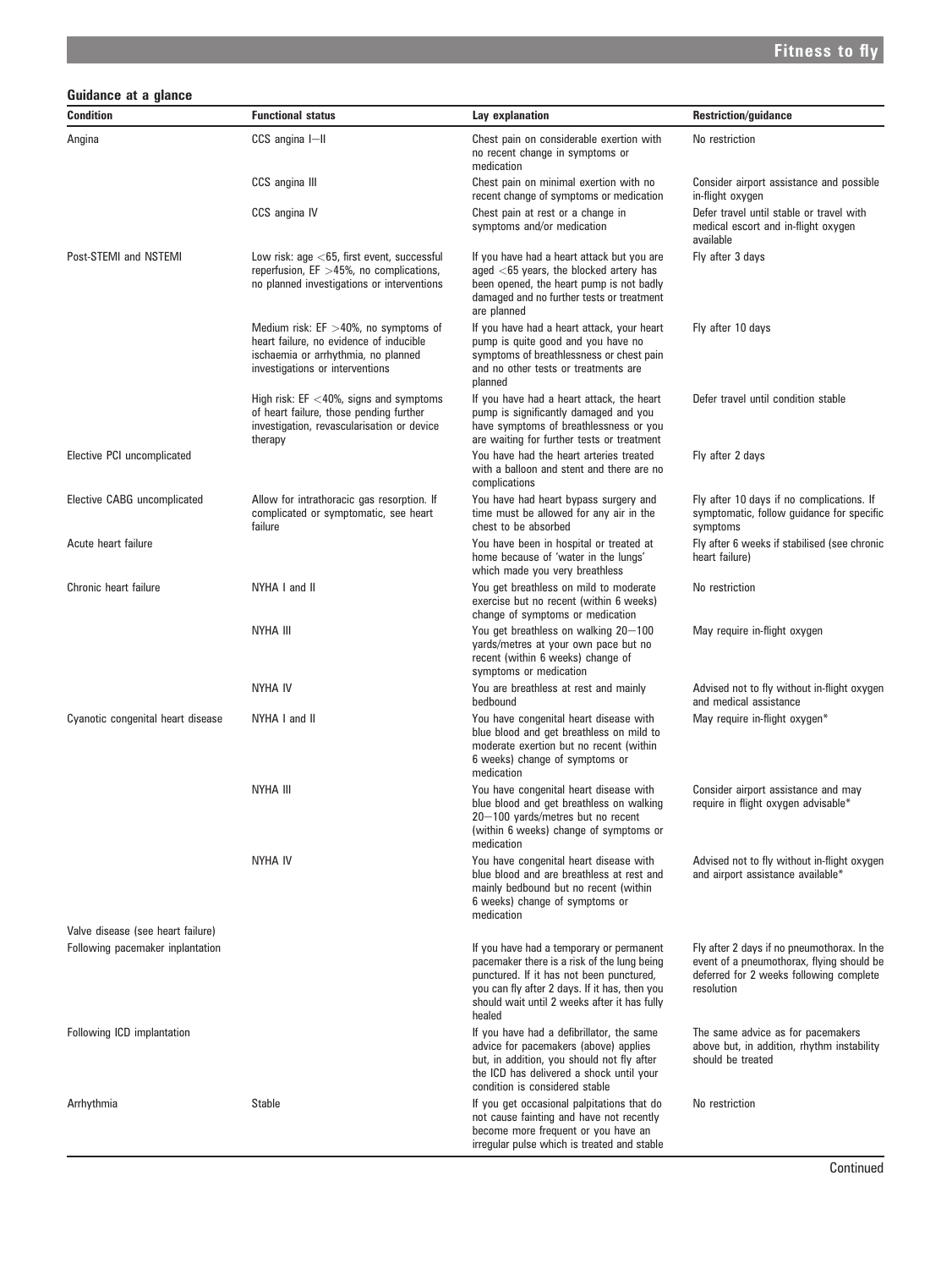### Guidance at a glance

| Condition | Functional status | Lay explanation | Restriction/guidance |
|---|---|---|---|
| Angina | CCS angina I–II | Chest pain on considerable exertion with no recent change in symptoms or medication | No restriction |
| | CCS angina III | Chest pain on minimal exertion with no recent change of symptoms or medication | Consider airport assistance and possible in-flight oxygen |
| | CCS angina IV | Chest pain at rest or a change in symptoms and/or medication | Defer travel until stable or travel with medical escort and in-flight oxygen available |
| Post-STEMI and NSTEMI | Low risk: age <65, first event, successful reperfusion, EF >45%, no complications, no planned investigations or interventions | If you have had a heart attack but you are aged <65 years, the blocked artery has been opened, the heart pump is not badly damaged and no further tests or treatment are planned | Fly after 3 days |
| | Medium risk: EF >40%, no symptoms of heart failure, no evidence of inducible ischaemia or arrhythmia, no planned investigations or interventions | If you have had a heart attack, your heart pump is quite good and you have no symptoms of breathlessness or chest pain and no other tests or treatments are planned | Fly after 10 days |
| | High risk: EF <40%, signs and symptoms of heart failure, those pending further investigation, revascularisation or device therapy | If you have had a heart attack, the heart pump is significantly damaged and you have symptoms of breathlessness or you are waiting for further tests or treatment | Defer travel until condition stable |
| Elective PCI uncomplicated | | You have had the heart arteries treated with a balloon and stent and there are no complications | Fly after 2 days |
| Elective CABG uncomplicated | Allow for intrathoracic gas resorption. If complicated or symptomatic, see heart failure | You have had heart bypass surgery and time must be allowed for any air in the chest to be absorbed | Fly after 10 days if no complications. If symptomatic, follow guidance for specific symptoms |
| Acute heart failure | | You have been in hospital or treated at home because of 'water in the lungs' which made you very breathless | Fly after 6 weeks if stabilised (see chronic heart failure) |
| Chronic heart failure | NYHA I and II | You get breathless on mild to moderate exercise but no recent (within 6 weeks) change of symptoms or medication | No restriction |
| | NYHA III | You get breathless on walking 20–100 yards/metres at your own pace but no recent (within 6 weeks) change of symptoms or medication | May require in-flight oxygen |
| | NYHA IV | You are breathless at rest and mainly bedbound | Advised not to fly without in-flight oxygen and medical assistance |
| Cyanotic congenital heart disease | NYHA I and II | You have congenital heart disease with blue blood and get breathless on mild to moderate exertion but no recent (within 6 weeks) change of symptoms or medication | May require in-flight oxygen* |
| | NYHA III | You have congenital heart disease with blue blood and get breathless on walking 20–100 yards/metres but no recent (within 6 weeks) change of symptoms or medication | Consider airport assistance and may require in flight oxygen advisable* |
| | NYHA IV | You have congenital heart disease with blue blood and are breathless at rest and mainly bedbound but no recent (within 6 weeks) change of symptoms or medication | Advised not to fly without in-flight oxygen and airport assistance available* |
| Valve disease (see heart failure) | | | |
| Following pacemaker inplantation | | If you have had a temporary or permanent pacemaker there is a risk of the lung being punctured. If it has not been punctured, you can fly after 2 days. If it has, then you should wait until 2 weeks after it has fully healed | Fly after 2 days if no pneumothorax. In the event of a pneumothorax, flying should be deferred for 2 weeks following complete resolution |
| Following ICD implantation | | If you have had a defibrillator, the same advice for pacemakers (above) applies but, in addition, you should not fly after the ICD has delivered a shock until your condition is considered stable | The same advice as for pacemakers above but, in addition, rhythm instability should be treated |
| Arrhythmia | Stable | If you get occasional palpitations that do not cause fainting and have not recently become more frequent or you have an irregular pulse which is treated and stable | No restriction |

Continued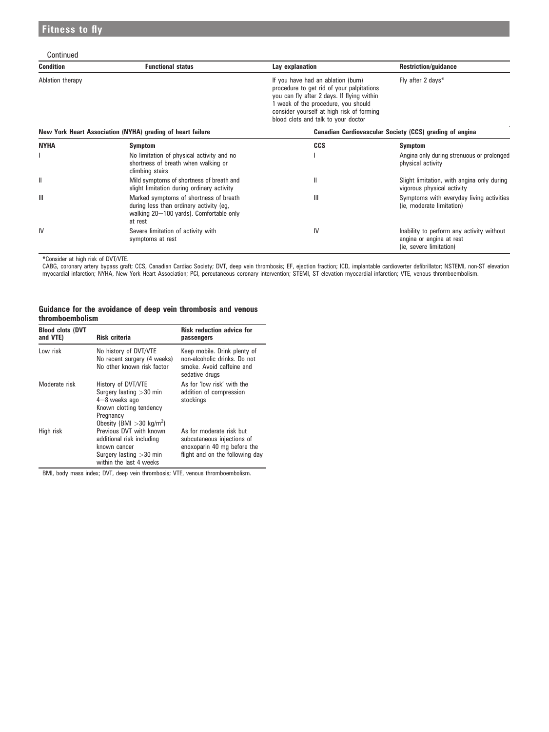Continued

| Condition | Functional status | Lay explanation | Restriction/guidance |
|---|---|---|---|
| Ablation therapy | | If you have had an ablation (burn) procedure to get rid of your palpitations you can fly after 2 days. If flying within 1 week of the procedure, you should consider yourself at high risk of forming blood clots and talk to your doctor | Fly after 2 days* |

| New York Heart Association (NYHA) grading of heart failure | | Canadian Cardiovascular Society (CCS) grading of angina | |
|---|---|---|---|
| **NYHA** | **Symptom** | **CCS** | **Symptom** |
| I | No limitation of physical activity and no shortness of breath when walking or climbing stairs | I | Angina only during strenuous or prolonged physical activity |
| II | Mild symptoms of shortness of breath and slight limitation during ordinary activity | II | Slight limitation, with angina only during vigorous physical activity |
| III | Marked symptoms of shortness of breath during less than ordinary activity (eg, walking 20–100 yards). Comfortable only at rest | III | Symptoms with everyday living activities (ie, moderate limitation) |
| IV | Severe limitation of activity with symptoms at rest | IV | Inability to perform any activity without angina or angina at rest (ie, severe limitation) |

*Consider at high risk of DVT/VTE.

CABG, coronary artery bypass graft; CCS, Canadian Cardiac Society; DVT, deep vein thrombosis; EF, ejection fraction; ICD, implantable cardioverter defibrillator; NSTEMI, non-ST elevation myocardial infarction; NYHA, New York Heart Association; PCI, percutaneous coronary intervention; STEMI, ST elevation myocardial infarction; VTE, venous thromboembolism.

## Guidance for the avoidance of deep vein thrombosis and venous thromboembolism

| Blood clots (DVT and VTE) | Risk criteria | Risk reduction advice for passengers |
|---|---|---|
| Low risk | No history of DVT/VTE<br>No recent surgery (4 weeks)<br>No other known risk factor | Keep mobile. Drink plenty of non-alcoholic drinks. Do not smoke. Avoid caffeine and sedative drugs |
| Moderate risk | History of DVT/VTE<br>Surgery lasting >30 min 4–8 weeks ago<br>Known clotting tendency<br>Pregnancy<br>Obesity (BMI >30 kg/m$^2$) | As for 'low risk' with the addition of compression stockings |
| High risk | Previous DVT with known additional risk including known cancer<br>Surgery lasting >30 min within the last 4 weeks | As for moderate risk but subcutaneous injections of enoxoparin 40 mg before the flight and on the following day |

BMI, body mass index; DVT, deep vein thrombosis; VTE, venous thromboembolism.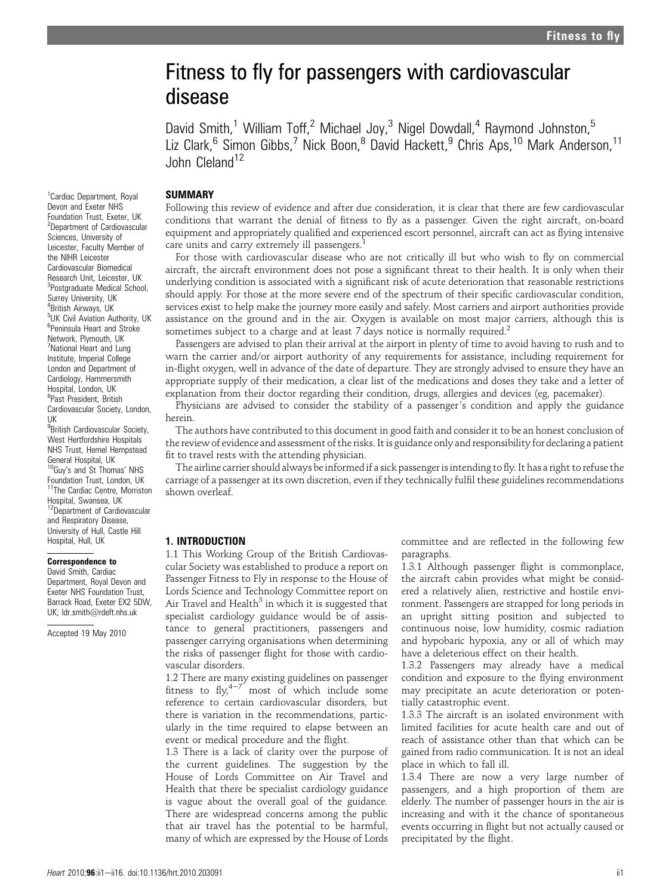# Fitness to fly for passengers with cardiovascular disease

David Smith,[1] William Toff,[2] Michael Joy,[3] Nigel Dowdall,[4] Raymond Johnston,[5] Liz Clark,[6] Simon Gibbs,[7] Nick Boon,[8] David Hackett,[9] Chris Aps,[10] Mark Anderson,[11] John Cleland[12]

[1]Cardiac Department, Royal Devon and Exeter NHS Foundation Trust, Exeter, UK
[2]Department of Cardiovascular Sciences, University of Leicester, Faculty Member of the NIHR Leicester Cardiovascular Biomedical Research Unit, Leicester, UK
[3]Postgraduate Medical School, Surrey University, UK
[4]British Airways, UK
[5]UK Civil Aviation Authority, UK
[6]Peninsula Heart and Stroke Network, Plymouth, UK
[7]National Heart and Lung Institute, Imperial College London and Department of Cardiology, Hammersmith Hospital, London, UK
[8]Past President, British Cardiovascular Society, London, UK
[9]British Cardiovascular Society, West Hertfordshire Hospitals NHS Trust, Hemel Hempstead General Hospital, UK
[10]Guy's and St Thomas' NHS Foundation Trust, London, UK
[11]The Cardiac Centre, Morriston Hospital, Swansea, UK
[12]Department of Cardiovascular and Respiratory Disease, University of Hull, Castle Hill Hospital, Hull, UK

**Correspondence to**
David Smith, Cardiac Department, Royal Devon and Exeter NHS Foundation Trust, Barrack Road, Exeter EX2 5DW, UK; ldr.smith@rdeft.nhs.uk

Accepted 19 May 2010

## SUMMARY

Following this review of evidence and after due consideration, it is clear that there are few cardiovascular conditions that warrant the denial of fitness to fly as a passenger. Given the right aircraft, on-board equipment and appropriately qualified and experienced escort personnel, aircraft can act as flying intensive care units and carry extremely ill passengers.[1]

For those with cardiovascular disease who are not critically ill but who wish to fly on commercial aircraft, the aircraft environment does not pose a significant threat to their health. It is only when their underlying condition is associated with a significant risk of acute deterioration that reasonable restrictions should apply. For those at the more severe end of the spectrum of their specific cardiovascular condition, services exist to help make the journey more easily and safely. Most carriers and airport authorities provide assistance on the ground and in the air. Oxygen is available on most major carriers, although this is sometimes subject to a charge and at least 7 days notice is normally required.[2]

Passengers are advised to plan their arrival at the airport in plenty of time to avoid having to rush and to warn the carrier and/or airport authority of any requirements for assistance, including requirement for in-flight oxygen, well in advance of the date of departure. They are strongly advised to ensure they have an appropriate supply of their medication, a clear list of the medications and doses they take and a letter of explanation from their doctor regarding their condition, drugs, allergies and devices (eg, pacemaker).

Physicians are advised to consider the stability of a passenger's condition and apply the guidance herein.

The authors have contributed to this document in good faith and consider it to be an honest conclusion of the review of evidence and assessment of the risks. It is guidance only and responsibility for declaring a patient fit to travel rests with the attending physician.

The airline carrier should always be informed if a sick passenger is intending to fly. It has a right to refuse the carriage of a passenger at its own discretion, even if they technically fulfil these guidelines recommendations shown overleaf.

## 1. INTRODUCTION

1.1 This Working Group of the British Cardiovascular Society was established to produce a report on Passenger Fitness to Fly in response to the House of Lords Science and Technology Committee report on Air Travel and Health[3] in which it is suggested that specialist cardiology guidance would be of assistance to general practitioners, passengers and passenger carrying organisations when determining the risks of passenger flight for those with cardiovascular disorders.

1.2 There are many existing guidelines on passenger fitness to fly,[4–7] most of which include some reference to certain cardiovascular disorders, but there is variation in the recommendations, particularly in the time required to elapse between an event or medical procedure and the flight.

1.3 There is a lack of clarity over the purpose of the current guidelines. The suggestion by the House of Lords Committee on Air Travel and Health that there be specialist cardiology guidance is vague about the overall goal of the guidance. There are widespread concerns among the public that air travel has the potential to be harmful, many of which are expressed by the House of Lords committee and are reflected in the following few paragraphs.

1.3.1 Although passenger flight is commonplace, the aircraft cabin provides what might be considered a relatively alien, restrictive and hostile environment. Passengers are strapped for long periods in an upright sitting position and subjected to continuous noise, low humidity, cosmic radiation and hypobaric hypoxia, any or all of which may have a deleterious effect on their health.

1.3.2 Passengers may already have a medical condition and exposure to the flying environment may precipitate an acute deterioration or potentially catastrophic event.

1.3.3 The aircraft is an isolated environment with limited facilities for acute health care and out of reach of assistance other than that which can be gained from radio communication. It is not an ideal place in which to fall ill.

1.3.4 There are now a very large number of passengers, and a high proportion of them are elderly. The number of passenger hours in the air is increasing and with it the chance of spontaneous events occurring in flight but not actually caused or precipitated by the flight.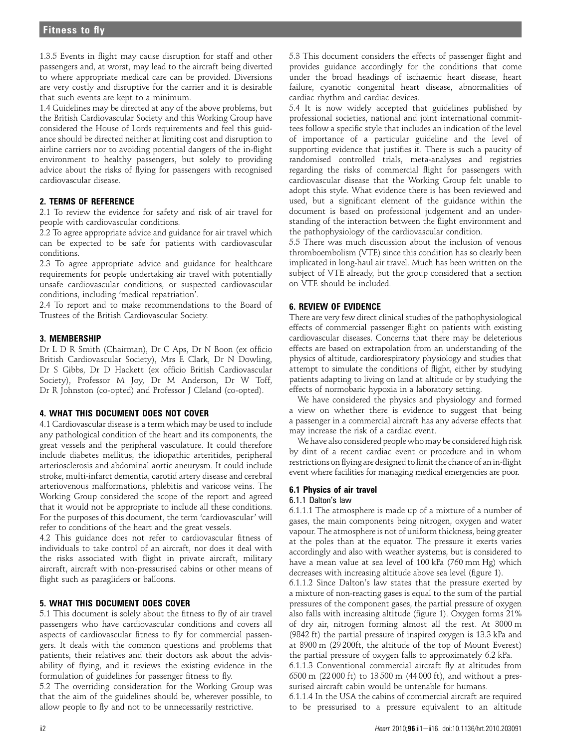1.3.5 Events in flight may cause disruption for staff and other passengers and, at worst, may lead to the aircraft being diverted to where appropriate medical care can be provided. Diversions are very costly and disruptive for the carrier and it is desirable that such events are kept to a minimum.

1.4 Guidelines may be directed at any of the above problems, but the British Cardiovascular Society and this Working Group have considered the House of Lords requirements and feel this guidance should be directed neither at limiting cost and disruption to airline carriers nor to avoiding potential dangers of the in-flight environment to healthy passengers, but solely to providing advice about the risks of flying for passengers with recognised cardiovascular disease.

## 2. TERMS OF REFERENCE

2.1 To review the evidence for safety and risk of air travel for people with cardiovascular conditions.

2.2 To agree appropriate advice and guidance for air travel which can be expected to be safe for patients with cardiovascular conditions.

2.3 To agree appropriate advice and guidance for healthcare requirements for people undertaking air travel with potentially unsafe cardiovascular conditions, or suspected cardiovascular conditions, including 'medical repatriation'.

2.4 To report and to make recommendations to the Board of Trustees of the British Cardiovascular Society.

## 3. MEMBERSHIP

Dr L D R Smith (Chairman), Dr C Aps, Dr N Boon (ex officio British Cardiovascular Society), Mrs E Clark, Dr N Dowling, Dr S Gibbs, Dr D Hackett (ex officio British Cardiovascular Society), Professor M Joy, Dr M Anderson, Dr W Toff, Dr R Johnston (co-opted) and Professor J Cleland (co-opted).

## 4. WHAT THIS DOCUMENT DOES NOT COVER

4.1 Cardiovascular disease is a term which may be used to include any pathological condition of the heart and its components, the great vessels and the peripheral vasculature. It could therefore include diabetes mellitus, the idiopathic arteritides, peripheral arteriosclerosis and abdominal aortic aneurysm. It could include stroke, multi-infarct dementia, carotid artery disease and cerebral arteriovenous malformations, phlebitis and varicose veins. The Working Group considered the scope of the report and agreed that it would not be appropriate to include all these conditions. For the purposes of this document, the term 'cardiovascular' will refer to conditions of the heart and the great vessels.

4.2 This guidance does not refer to cardiovascular fitness of individuals to take control of an aircraft, nor does it deal with the risks associated with flight in private aircraft, military aircraft, aircraft with non-pressurised cabins or other means of flight such as paragliders or balloons.

## 5. WHAT THIS DOCUMENT DOES COVER

5.1 This document is solely about the fitness to fly of air travel passengers who have cardiovascular conditions and covers all aspects of cardiovascular fitness to fly for commercial passengers. It deals with the common questions and problems that patients, their relatives and their doctors ask about the advisability of flying, and it reviews the existing evidence in the formulation of guidelines for passenger fitness to fly.

5.2 The overriding consideration for the Working Group was that the aim of the guidelines should be, wherever possible, to allow people to fly and not to be unnecessarily restrictive.

5.3 This document considers the effects of passenger flight and provides guidance accordingly for the conditions that come under the broad headings of ischaemic heart disease, heart failure, cyanotic congenital heart disease, abnormalities of cardiac rhythm and cardiac devices.

5.4 It is now widely accepted that guidelines published by professional societies, national and joint international committees follow a specific style that includes an indication of the level of importance of a particular guideline and the level of supporting evidence that justifies it. There is such a paucity of randomised controlled trials, meta-analyses and registries regarding the risks of commercial flight for passengers with cardiovascular disease that the Working Group felt unable to adopt this style. What evidence there is has been reviewed and used, but a significant element of the guidance within the document is based on professional judgement and an understanding of the interaction between the flight environment and the pathophysiology of the cardiovascular condition.

5.5 There was much discussion about the inclusion of venous thromboembolism (VTE) since this condition has so clearly been implicated in long-haul air travel. Much has been written on the subject of VTE already, but the group considered that a section on VTE should be included.

## 6. REVIEW OF EVIDENCE

There are very few direct clinical studies of the pathophysiological effects of commercial passenger flight on patients with existing cardiovascular diseases. Concerns that there may be deleterious effects are based on extrapolation from an understanding of the physics of altitude, cardiorespiratory physiology and studies that attempt to simulate the conditions of flight, either by studying patients adapting to living on land at altitude or by studying the effects of normobaric hypoxia in a laboratory setting.

We have considered the physics and physiology and formed a view on whether there is evidence to suggest that being a passenger in a commercial aircraft has any adverse effects that may increase the risk of a cardiac event.

We have also considered people who may be considered high risk by dint of a recent cardiac event or procedure and in whom restrictions on flying are designed to limit the chance of an in-flight event where facilities for managing medical emergencies are poor.

### 6.1 Physics of air travel

#### 6.1.1 Dalton's law

6.1.1.1 The atmosphere is made up of a mixture of a number of gases, the main components being nitrogen, oxygen and water vapour. The atmosphere is not of uniform thickness, being greater at the poles than at the equator. The pressure it exerts varies accordingly and also with weather systems, but is considered to have a mean value at sea level of 100 kPa (760 mm Hg) which decreases with increasing altitude above sea level (figure 1).

6.1.1.2 Since Dalton's law states that the pressure exerted by a mixture of non-reacting gases is equal to the sum of the partial pressures of the component gases, the partial pressure of oxygen also falls with increasing altitude (figure 1). Oxygen forms 21% of dry air, nitrogen forming almost all the rest. At 3000 m (9842 ft) the partial pressure of inspired oxygen is 13.3 kPa and at 8900 m (29 200ft, the altitude of the top of Mount Everest) the partial pressure of oxygen falls to approximately 6.2 kPa.

6.1.1.3 Conventional commercial aircraft fly at altitudes from 6500 m (22 000 ft) to 13 500 m (44 000 ft), and without a pressurised aircraft cabin would be untenable for humans.

6.1.1.4 In the USA the cabins of commercial aircraft are required to be pressurised to a pressure equivalent to an altitude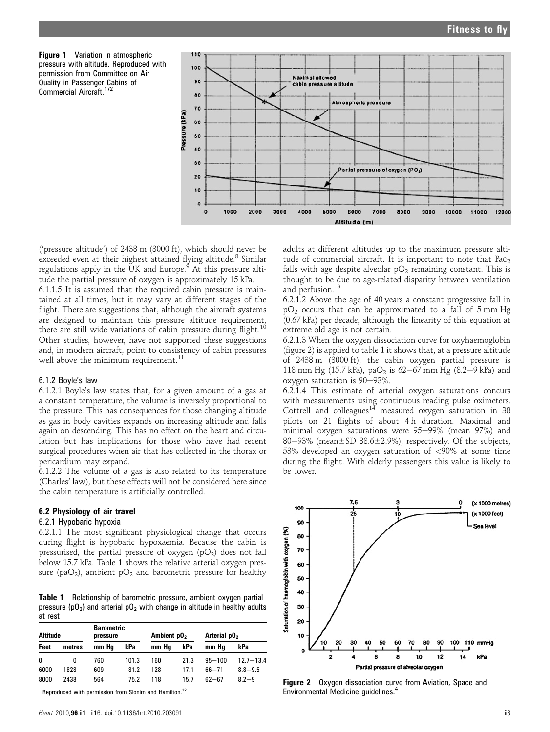**Figure 1** Variation in atmospheric pressure with altitude. Reproduced with permission from Committee on Air Quality in Passenger Cabins of Commercial Aircraft.[172]

('pressure altitude') of 2438 m (8000 ft), which should never be exceeded even at their highest attained flying altitude.[8] Similar regulations apply in the UK and Europe.[9] At this pressure altitude the partial pressure of oxygen is approximately 15 kPa.

6.1.1.5 It is assumed that the required cabin pressure is maintained at all times, but it may vary at different stages of the flight. There are suggestions that, although the aircraft systems are designed to maintain this pressure altitude requirement, there are still wide variations of cabin pressure during flight.[10] Other studies, however, have not supported these suggestions and, in modern aircraft, point to consistency of cabin pressures well above the minimum requirement.[11]

### 6.1.2 Boyle's law

6.1.2.1 Boyle's law states that, for a given amount of a gas at a constant temperature, the volume is inversely proportional to the pressure. This has consequences for those changing altitude as gas in body cavities expands on increasing altitude and falls again on descending. This has no effect on the heart and circulation but has implications for those who have had recent surgical procedures when air that has collected in the thorax or pericardium may expand.

6.1.2.2 The volume of a gas is also related to its temperature (Charles' law), but these effects will not be considered here since the cabin temperature is artificially controlled.

## 6.2 Physiology of air travel

### 6.2.1 Hypobaric hypoxia

6.2.1.1 The most significant physiological change that occurs during flight is hypobaric hypoxaemia. Because the cabin is pressurised, the partial pressure of oxygen ($pO_2$) does not fall below 15.7 kPa. Table 1 shows the relative arterial oxygen pressure ($paO_2$), ambient $pO_2$ and barometric pressure for healthy adults at different altitudes up to the maximum pressure altitude of commercial aircraft. It is important to note that $PaO_2$ falls with age despite alveolar $pO_2$ remaining constant. This is thought to be due to age-related disparity between ventilation and perfusion.[13]

6.2.1.2 Above the age of 40 years a constant progressive fall in $pO_2$ occurs that can be approximated to a fall of 5 mm Hg (0.67 kPa) per decade, although the linearity of this equation at extreme old age is not certain.

6.2.1.3 When the oxygen dissociation curve for oxyhaemoglobin (figure 2) is applied to table 1 it shows that, at a pressure altitude of 2438 m (8000 ft), the cabin oxygen partial pressure is 118 mm Hg (15.7 kPa), $paO_2$ is 62–67 mm Hg (8.2–9 kPa) and oxygen saturation is 90–93%.

6.2.1.4 This estimate of arterial oxygen saturations concurs with measurements using continuous reading pulse oximeters. Cottrell and colleagues[14] measured oxygen saturation in 38 pilots on 21 flights of about 4 h duration. Maximal and minimal oxygen saturations were 95–99% (mean 97%) and 80–93% (mean±SD 88.6±2.9%), respectively. Of the subjects, 53% developed an oxygen saturation of <90% at some time during the flight. With elderly passengers this value is likely to be lower.

**Table 1** Relationship of barometric pressure, ambient oxygen partial pressure ($pO_2$) and arterial $pO_2$ with change in altitude in healthy adults at rest

| Altitude | | Barometric pressure | | Ambient $pO_2$ | | Arterial $pO_2$ | |
|---|---|---|---|---|---|---|---|
| Feet | metres | mm Hg | kPa | mm Hg | kPa | mm Hg | kPa |
| 0 | 0 | 760 | 101.3 | 160 | 21.3 | 95–100 | 12.7–13.4 |
| 6000 | 1828 | 609 | 81.2 | 128 | 17.1 | 66–71 | 8.8–9.5 |
| 8000 | 2438 | 564 | 75.2 | 118 | 15.7 | 62–67 | 8.2–9 |

Reproduced with permission from Slonim and Hamilton.[12]

**Figure 2** Oxygen dissociation curve from Aviation, Space and Environmental Medicine guidelines.[4]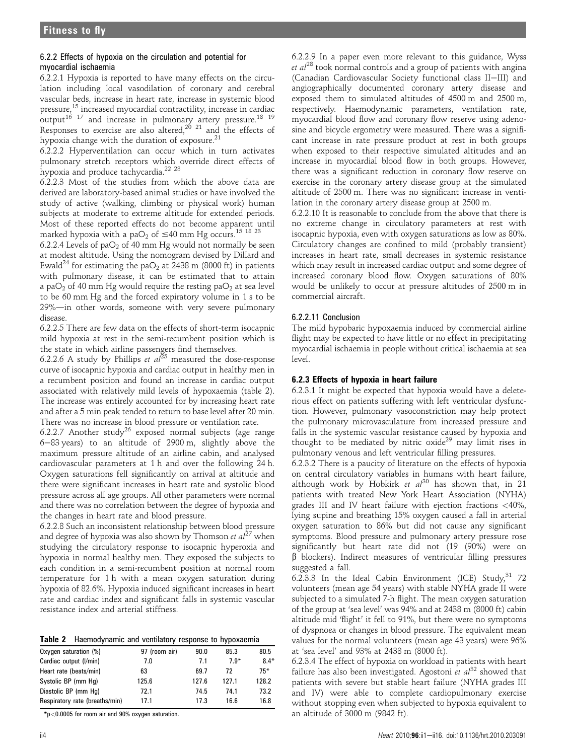### 6.2.2 Effects of hypoxia on the circulation and potential for myocardial ischaemia

6.2.2.1 Hypoxia is reported to have many effects on the circulation including local vasodilation of coronary and cerebral vascular beds, increase in heart rate, increase in systemic blood pressure,[15] increased myocardial contractility, increase in cardiac output[16 17] and increase in pulmonary artery pressure.[18 19] Responses to exercise are also altered,[20 21] and the effects of hypoxia change with the duration of exposure.[21]

6.2.2.2 Hyperventilation can occur which in turn activates pulmonary stretch receptors which override direct effects of hypoxia and produce tachycardia.[22 23]

6.2.2.3 Most of the studies from which the above data are derived are laboratory-based animal studies or have involved the study of active (walking, climbing or physical work) human subjects at moderate to extreme altitude for extended periods. Most of these reported effects do not become apparent until marked hypoxia with a $paO_2$ of ≤40 mm Hg occurs.[15 18 23]

6.2.2.4 Levels of $paO_2$ of 40 mm Hg would not normally be seen at modest altitude. Using the nomogram devised by Dillard and Ewald[24] for estimating the $paO_2$ at 2438 m (8000 ft) in patients with pulmonary disease, it can be estimated that to attain a $paO_2$ of 40 mm Hg would require the resting $paO_2$ at sea level to be 60 mm Hg and the forced expiratory volume in 1 s to be 29%—in other words, someone with very severe pulmonary disease.

6.2.2.5 There are few data on the effects of short-term isocapnic mild hypoxia at rest in the semi-recumbent position which is the state in which airline passengers find themselves.

6.2.2.6 A study by Phillips *et al*[25] measured the dose-response curve of isocapnic hypoxia and cardiac output in healthy men in a recumbent position and found an increase in cardiac output associated with relatively mild levels of hypoxaemia (table 2). The increase was entirely accounted for by increasing heart rate and after a 5 min peak tended to return to base level after 20 min. There was no increase in blood pressure or ventilation rate.

6.2.2.7 Another study[26] exposed normal subjects (age range 6–83 years) to an altitude of 2900 m, slightly above the maximum pressure altitude of an airline cabin, and analysed cardiovascular parameters at 1 h and over the following 24 h. Oxygen saturations fell significantly on arrival at altitude and there were significant increases in heart rate and systolic blood pressure across all age groups. All other parameters were normal and there was no correlation between the degree of hypoxia and the changes in heart rate and blood pressure.

6.2.2.8 Such an inconsistent relationship between blood pressure and degree of hypoxia was also shown by Thomson *et al*[27] when studying the circulatory response to isocapnic hyperoxia and hypoxia in normal healthy men. They exposed the subjects to each condition in a semi-recumbent position at normal room temperature for 1 h with a mean oxygen saturation during hypoxia of 82.6%. Hypoxia induced significant increases in heart rate and cardiac index and significant falls in systemic vascular resistance index and arterial stiffness.

**Table 2** Haemodynamic and ventilatory response to hypoxaemia

| Oxygen saturation (%) | 97 (room air) | 90.0 | 85.3 | 80.5 |
|---|---|---|---|---|
| Cardiac output (l/min) | 7.0 | 7.1 | 7.9* | 8.4* |
| Heart rate (beats/min) | 63 | 69.7 | 72 | 75* |
| Systolic BP (mm Hg) | 125.6 | 127.6 | 127.1 | 128.2 |
| Diastolic BP (mm Hg) | 72.1 | 74.5 | 74.1 | 73.2 |
| Respiratory rate (breaths/min) | 17.1 | 17.3 | 16.6 | 16.8 |

*$p<0.0005$ for room air and 90% oxygen saturation.

6.2.2.9 In a paper even more relevant to this guidance, Wyss *et al*[28] took normal controls and a group of patients with angina (Canadian Cardiovascular Society functional class II–III) and angiographically documented coronary artery disease and exposed them to simulated altitudes of 4500 m and 2500 m, respectively. Haemodynamic parameters, ventilation rate, myocardial blood flow and coronary flow reserve using adenosine and bicycle ergometry were measured. There was a significant increase in rate pressure product at rest in both groups when exposed to their respective simulated altitudes and an increase in myocardial blood flow in both groups. However, there was a significant reduction in coronary flow reserve on exercise in the coronary artery disease group at the simulated altitude of 2500 m. There was no significant increase in ventilation in the coronary artery disease group at 2500 m.

6.2.2.10 It is reasonable to conclude from the above that there is no extreme change in circulatory parameters at rest with isocapnic hypoxia, even with oxygen saturations as low as 80%. Circulatory changes are confined to mild (probably transient) increases in heart rate, small decreases in systemic resistance which may result in increased cardiac output and some degree of increased coronary blood flow. Oxygen saturations of 80% would be unlikely to occur at pressure altitudes of 2500 m in commercial aircraft.

#### 6.2.2.11 Conclusion

The mild hypobaric hypoxaemia induced by commercial airline flight may be expected to have little or no effect in precipitating myocardial ischaemia in people without critical ischaemia at sea level.

### 6.2.3 Effects of hypoxia in heart failure

6.2.3.1 It might be expected that hypoxia would have a deleterious effect on patients suffering with left ventricular dysfunction. However, pulmonary vasoconstriction may help protect the pulmonary microvasculature from increased pressure and falls in the systemic vascular resistance caused by hypoxia and thought to be mediated by nitric oxide[29] may limit rises in pulmonary venous and left ventricular filling pressures.

6.2.3.2 There is a paucity of literature on the effects of hypoxia on central circulatory variables in humans with heart failure, although work by Hobkirk *et al*[30] has shown that, in 21 patients with treated New York Heart Association (NYHA) grades III and IV heart failure with ejection fractions <40%, lying supine and breathing 15% oxygen caused a fall in arterial oxygen saturation to 86% but did not cause any significant symptoms. Blood pressure and pulmonary artery pressure rose significantly but heart rate did not (19 (90%) were on β blockers). Indirect measures of ventricular filling pressures suggested a fall.

6.2.3.3 In the Ideal Cabin Environment (ICE) Study,[31] 72 volunteers (mean age 54 years) with stable NYHA grade II were subjected to a simulated 7-h flight. The mean oxygen saturation of the group at 'sea level' was 94% and at 2438 m (8000 ft) cabin altitude mid 'flight' it fell to 91%, but there were no symptoms of dyspnoea or changes in blood pressure. The equivalent mean values for the normal volunteers (mean age 43 years) were 96% at 'sea level' and 93% at 2438 m (8000 ft).

6.2.3.4 The effect of hypoxia on workload in patients with heart failure has also been investigated. Agostoni *et al*[32] showed that patients with severe but stable heart failure (NYHA grades III and IV) were able to complete cardiopulmonary exercise without stopping even when subjected to hypoxia equivalent to an altitude of 3000 m (9842 ft).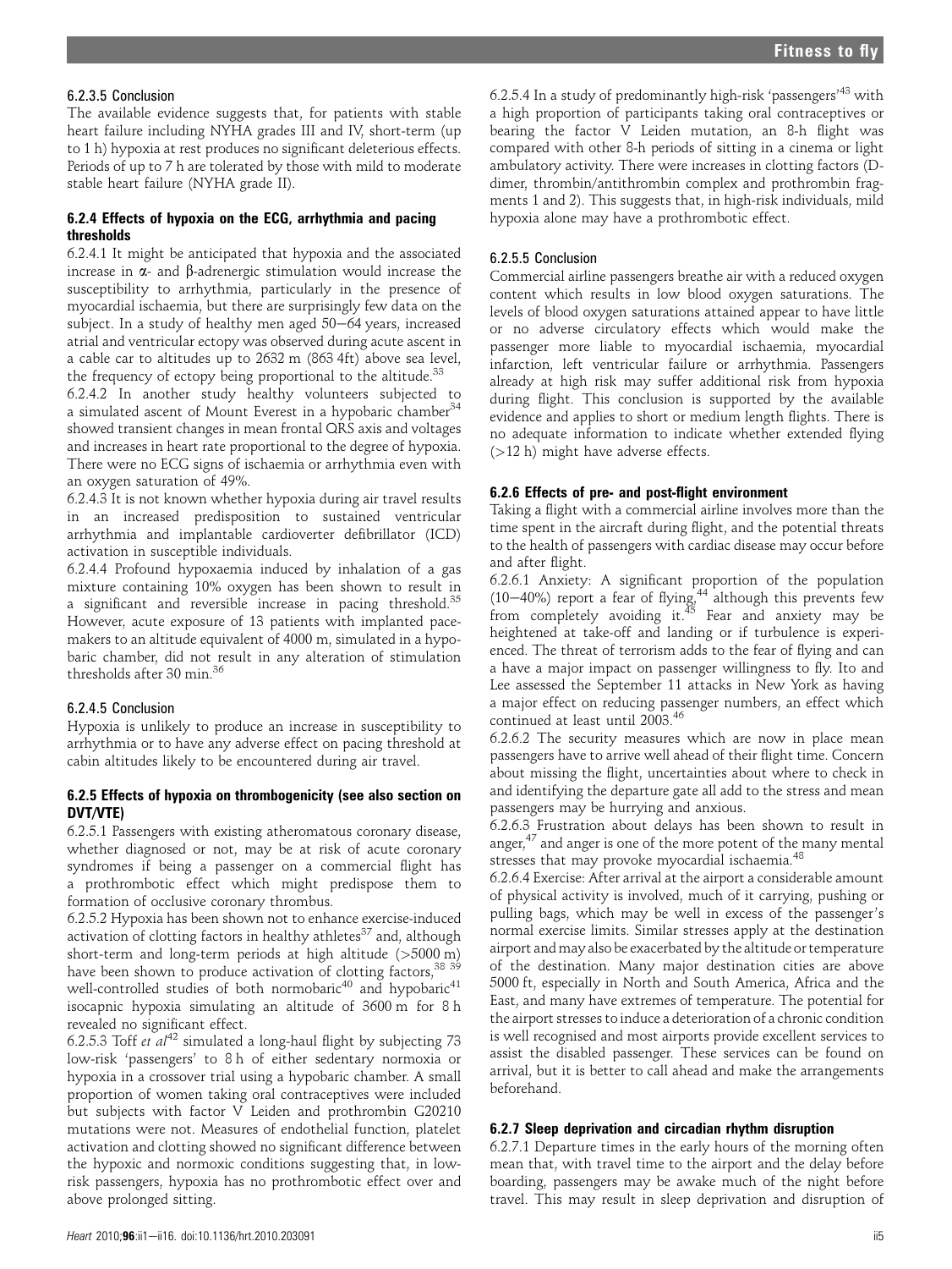#### 6.2.3.5 Conclusion

The available evidence suggests that, for patients with stable heart failure including NYHA grades III and IV, short-term (up to 1 h) hypoxia at rest produces no significant deleterious effects. Periods of up to 7 h are tolerated by those with mild to moderate stable heart failure (NYHA grade II).

### 6.2.4 Effects of hypoxia on the ECG, arrhythmia and pacing thresholds

6.2.4.1 It might be anticipated that hypoxia and the associated increase in α- and β-adrenergic stimulation would increase the susceptibility to arrhythmia, particularly in the presence of myocardial ischaemia, but there are surprisingly few data on the subject. In a study of healthy men aged 50–64 years, increased atrial and ventricular ectopy was observed during acute ascent in a cable car to altitudes up to 2632 m (863 4ft) above sea level, the frequency of ectopy being proportional to the altitude.[33]

6.2.4.2 In another study healthy volunteers subjected to a simulated ascent of Mount Everest in a hypobaric chamber[34] showed transient changes in mean frontal QRS axis and voltages and increases in heart rate proportional to the degree of hypoxia. There were no ECG signs of ischaemia or arrhythmia even with an oxygen saturation of 49%.

6.2.4.3 It is not known whether hypoxia during air travel results in an increased predisposition to sustained ventricular arrhythmia and implantable cardioverter defibrillator (ICD) activation in susceptible individuals.

6.2.4.4 Profound hypoxaemia induced by inhalation of a gas mixture containing 10% oxygen has been shown to result in a significant and reversible increase in pacing threshold.[35] However, acute exposure of 13 patients with implanted pacemakers to an altitude equivalent of 4000 m, simulated in a hypobaric chamber, did not result in any alteration of stimulation thresholds after 30 min.[36]

#### 6.2.4.5 Conclusion

Hypoxia is unlikely to produce an increase in susceptibility to arrhythmia or to have any adverse effect on pacing threshold at cabin altitudes likely to be encountered during air travel.

### 6.2.5 Effects of hypoxia on thrombogenicity (see also section on DVT/VTE)

6.2.5.1 Passengers with existing atheromatous coronary disease, whether diagnosed or not, may be at risk of acute coronary syndromes if being a passenger on a commercial flight has a prothrombotic effect which might predispose them to formation of occlusive coronary thrombus.

6.2.5.2 Hypoxia has been shown not to enhance exercise-induced activation of clotting factors in healthy athletes[37] and, although short-term and long-term periods at high altitude (>5000 m) have been shown to produce activation of clotting factors,[38 39] well-controlled studies of both normobaric[40] and hypobaric[41] isocapnic hypoxia simulating an altitude of 3600 m for 8 h revealed no significant effect.

6.2.5.3 Toff *et al*[42] simulated a long-haul flight by subjecting 73 low-risk 'passengers' to 8 h of either sedentary normoxia or hypoxia in a crossover trial using a hypobaric chamber. A small proportion of women taking oral contraceptives were included but subjects with factor V Leiden and prothrombin G20210 mutations were not. Measures of endothelial function, platelet activation and clotting showed no significant difference between the hypoxic and normoxic conditions suggesting that, in low-risk passengers, hypoxia has no prothrombotic effect over and above prolonged sitting.

6.2.5.4 In a study of predominantly high-risk 'passengers'[43] with a high proportion of participants taking oral contraceptives or bearing the factor V Leiden mutation, an 8-h flight was compared with other 8-h periods of sitting in a cinema or light ambulatory activity. There were increases in clotting factors (D-dimer, thrombin/antithrombin complex and prothrombin fragments 1 and 2). This suggests that, in high-risk individuals, mild hypoxia alone may have a prothrombotic effect.

#### 6.2.5.5 Conclusion

Commercial airline passengers breathe air with a reduced oxygen content which results in low blood oxygen saturations. The levels of blood oxygen saturations attained appear to have little or no adverse circulatory effects which would make the passenger more liable to myocardial ischaemia, myocardial infarction, left ventricular failure or arrhythmia. Passengers already at high risk may suffer additional risk from hypoxia during flight. This conclusion is supported by the available evidence and applies to short or medium length flights. There is no adequate information to indicate whether extended flying (>12 h) might have adverse effects.

### 6.2.6 Effects of pre- and post-flight environment

Taking a flight with a commercial airline involves more than the time spent in the aircraft during flight, and the potential threats to the health of passengers with cardiac disease may occur before and after flight.

6.2.6.1 Anxiety: A significant proportion of the population (10–40%) report a fear of flying,[44] although this prevents few from completely avoiding it.[45] Fear and anxiety may be heightened at take-off and landing or if turbulence is experienced. The threat of terrorism adds to the fear of flying and can a have a major impact on passenger willingness to fly. Ito and Lee assessed the September 11 attacks in New York as having a major effect on reducing passenger numbers, an effect which continued at least until 2003.[46]

6.2.6.2 The security measures which are now in place mean passengers have to arrive well ahead of their flight time. Concern about missing the flight, uncertainties about where to check in and identifying the departure gate all add to the stress and mean passengers may be hurrying and anxious.

6.2.6.3 Frustration about delays has been shown to result in anger,[47] and anger is one of the more potent of the many mental stresses that may provoke myocardial ischaemia.[48]

6.2.6.4 Exercise: After arrival at the airport a considerable amount of physical activity is involved, much of it carrying, pushing or pulling bags, which may be well in excess of the passenger's normal exercise limits. Similar stresses apply at the destination airport and may also be exacerbated by the altitude or temperature of the destination. Many major destination cities are above 5000 ft, especially in North and South America, Africa and the East, and many have extremes of temperature. The potential for the airport stresses to induce a deterioration of a chronic condition is well recognised and most airports provide excellent services to assist the disabled passenger. These services can be found on arrival, but it is better to call ahead and make the arrangements beforehand.

### 6.2.7 Sleep deprivation and circadian rhythm disruption

6.2.7.1 Departure times in the early hours of the morning often mean that, with travel time to the airport and the delay before boarding, passengers may be awake much of the night before travel. This may result in sleep deprivation and disruption of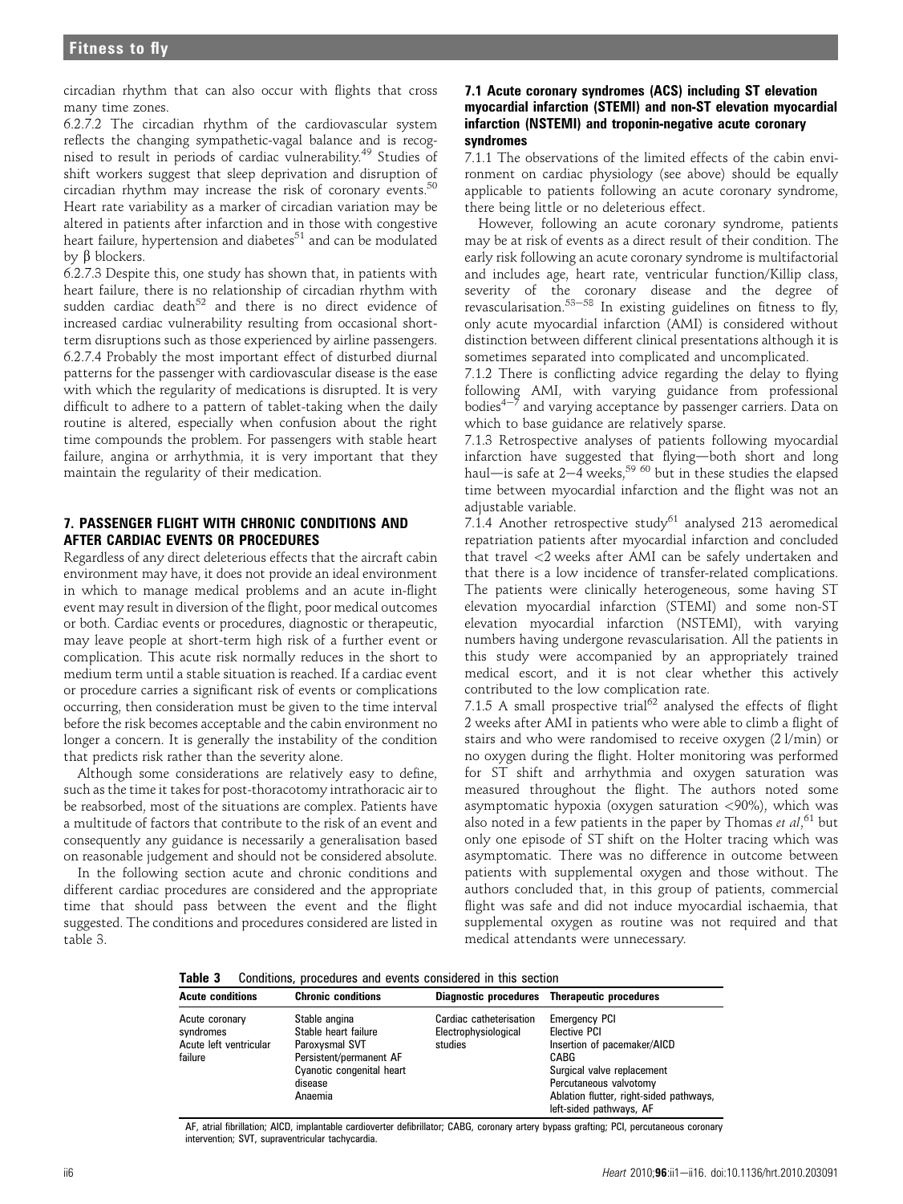circadian rhythm that can also occur with flights that cross many time zones.

6.2.7.2 The circadian rhythm of the cardiovascular system reflects the changing sympathetic-vagal balance and is recognised to result in periods of cardiac vulnerability.[49] Studies of shift workers suggest that sleep deprivation and disruption of circadian rhythm may increase the risk of coronary events.[50] Heart rate variability as a marker of circadian variation may be altered in patients after infarction and in those with congestive heart failure, hypertension and diabetes[51] and can be modulated by β blockers.

6.2.7.3 Despite this, one study has shown that, in patients with heart failure, there is no relationship of circadian rhythm with sudden cardiac death[52] and there is no direct evidence of increased cardiac vulnerability resulting from occasional short-term disruptions such as those experienced by airline passengers.

6.2.7.4 Probably the most important effect of disturbed diurnal patterns for the passenger with cardiovascular disease is the ease with which the regularity of medications is disrupted. It is very difficult to adhere to a pattern of tablet-taking when the daily routine is altered, especially when confusion about the right time compounds the problem. For passengers with stable heart failure, angina or arrhythmia, it is very important that they maintain the regularity of their medication.

## 7. PASSENGER FLIGHT WITH CHRONIC CONDITIONS AND AFTER CARDIAC EVENTS OR PROCEDURES

Regardless of any direct deleterious effects that the aircraft cabin environment may have, it does not provide an ideal environment in which to manage medical problems and an acute in-flight event may result in diversion of the flight, poor medical outcomes or both. Cardiac events or procedures, diagnostic or therapeutic, may leave people at short-term high risk of a further event or complication. This acute risk normally reduces in the short to medium term until a stable situation is reached. If a cardiac event or procedure carries a significant risk of events or complications occurring, then consideration must be given to the time interval before the risk becomes acceptable and the cabin environment no longer a concern. It is generally the instability of the condition that predicts risk rather than the severity alone.

Although some considerations are relatively easy to define, such as the time it takes for post-thoracotomy intrathoracic air to be reabsorbed, most of the situations are complex. Patients have a multitude of factors that contribute to the risk of an event and consequently any guidance is necessarily a generalisation based on reasonable judgement and should not be considered absolute.

In the following section acute and chronic conditions and different cardiac procedures are considered and the appropriate time that should pass between the event and the flight suggested. The conditions and procedures considered are listed in table 3.

### 7.1 Acute coronary syndromes (ACS) including ST elevation myocardial infarction (STEMI) and non-ST elevation myocardial infarction (NSTEMI) and troponin-negative acute coronary syndromes

7.1.1 The observations of the limited effects of the cabin environment on cardiac physiology (see above) should be equally applicable to patients following an acute coronary syndrome, there being little or no deleterious effect.

However, following an acute coronary syndrome, patients may be at risk of events as a direct result of their condition. The early risk following an acute coronary syndrome is multifactorial and includes age, heart rate, ventricular function/Killip class, severity of the coronary disease and the degree of revascularisation.[53–58] In existing guidelines on fitness to fly, only acute myocardial infarction (AMI) is considered without distinction between different clinical presentations although it is sometimes separated into complicated and uncomplicated.

7.1.2 There is conflicting advice regarding the delay to flying following AMI, with varying guidance from professional bodies[4–7] and varying acceptance by passenger carriers. Data on which to base guidance are relatively sparse.

7.1.3 Retrospective analyses of patients following myocardial infarction have suggested that flying—both short and long haul—is safe at 2–4 weeks,[59 60] but in these studies the elapsed time between myocardial infarction and the flight was not an adjustable variable.

7.1.4 Another retrospective study[61] analysed 213 aeromedical repatriation patients after myocardial infarction and concluded that travel <2 weeks after AMI can be safely undertaken and that there is a low incidence of transfer-related complications. The patients were clinically heterogeneous, some having ST elevation myocardial infarction (STEMI) and some non-ST elevation myocardial infarction (NSTEMI), with varying numbers having undergone revascularisation. All the patients in this study were accompanied by an appropriately trained medical escort, and it is not clear whether this actively contributed to the low complication rate.

7.1.5 A small prospective trial[62] analysed the effects of flight 2 weeks after AMI in patients who were able to climb a flight of stairs and who were randomised to receive oxygen (2 l/min) or no oxygen during the flight. Holter monitoring was performed for ST shift and arrhythmia and oxygen saturation was measured throughout the flight. The authors noted some asymptomatic hypoxia (oxygen saturation <90%), which was also noted in a few patients in the paper by Thomas *et al*,[61] but only one episode of ST shift on the Holter tracing which was asymptomatic. There was no difference in outcome between patients with supplemental oxygen and those without. The authors concluded that, in this group of patients, commercial flight was safe and did not induce myocardial ischaemia, that supplemental oxygen as routine was not required and that medical attendants were unnecessary.

**Table 3** Conditions, procedures and events considered in this section

| Acute conditions | Chronic conditions | Diagnostic procedures | Therapeutic procedures |
|---|---|---|---|
| Acute coronary syndromes<br>Acute left ventricular failure | Stable angina<br>Stable heart failure<br>Paroxysmal SVT<br>Persistent/permanent AF<br>Cyanotic congenital heart disease<br>Anaemia | Cardiac catheterisation<br>Electrophysiological studies | Emergency PCI<br>Elective PCI<br>Insertion of pacemaker/AICD<br>CABG<br>Surgical valve replacement<br>Percutaneous valvotomy<br>Ablation flutter, right-sided pathways, left-sided pathways, AF |

AF, atrial fibrillation; AICD, implantable cardioverter defibrillator; CABG, coronary artery bypass grafting; PCI, percutaneous coronary intervention; SVT, supraventricular tachycardia.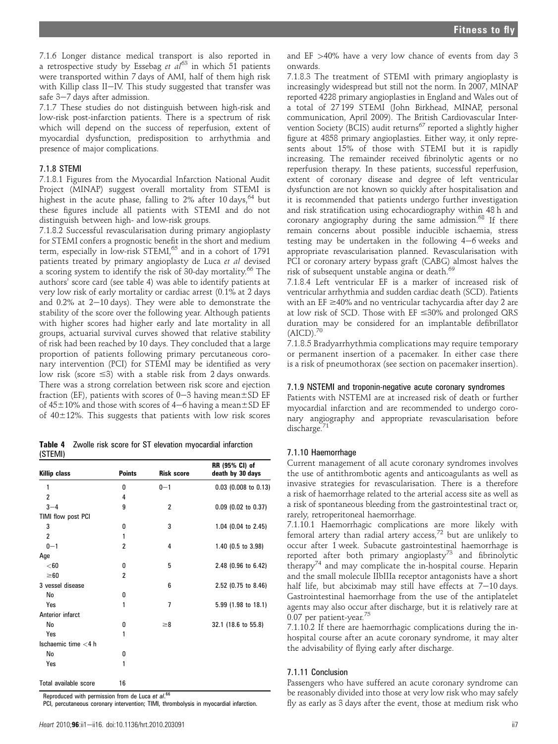7.1.6 Longer distance medical transport is also reported in a retrospective study by Essebag *et al*[63] in which 51 patients were transported within 7 days of AMI, half of them high risk with Killip class II–IV. This study suggested that transfer was safe 3–7 days after admission.

7.1.7 These studies do not distinguish between high-risk and low-risk post-infarction patients. There is a spectrum of risk which will depend on the success of reperfusion, extent of myocardial dysfunction, predisposition to arrhythmia and presence of major complications.

### 7.1.8 STEMI

7.1.8.1 Figures from the Myocardial Infarction National Audit Project (MINAP) suggest overall mortality from STEMI is highest in the acute phase, falling to 2% after 10 days,[64] but these figures include all patients with STEMI and do not distinguish between high- and low-risk groups.

7.1.8.2 Successful revascularisation during primary angioplasty for STEMI confers a prognostic benefit in the short and medium term, especially in low-risk STEMI,[65] and in a cohort of 1791 patients treated by primary angioplasty de Luca *et al* devised a scoring system to identify the risk of 30-day mortality.[66] The authors' score card (see table 4) was able to identify patients at very low risk of early mortality or cardiac arrest (0.1% at 2 days and 0.2% at 2–10 days). They were able to demonstrate the stability of the score over the following year. Although patients with higher scores had higher early and late mortality in all groups, actuarial survival curves showed that relative stability of risk had been reached by 10 days. They concluded that a large proportion of patients following primary percutaneous coronary intervention (PCI) for STEMI may be identified as very low risk (score ≤3) with a stable risk from 2 days onwards. There was a strong correlation between risk score and ejection fraction (EF), patients with scores of 0–3 having mean±SD EF of 45±10% and those with scores of 4–6 having a mean±SD EF of 40±12%. This suggests that patients with low risk scores and EF >40% have a very low chance of events from day 3 onwards.

**Table 4** Zwolle risk score for ST elevation myocardial infarction (STEMI)

| Killip class | Points | Risk score | RR (95% CI) of death by 30 days |
|---|---|---|---|
| 1 | 0 | 0–1 | 0.03 (0.008 to 0.13) |
| 2 | 4 | | |
| 3–4 | 9 | 2 | 0.09 (0.02 to 0.37) |
| TIMI flow post PCI | | | |
| 3 | 0 | 3 | 1.04 (0.04 to 2.45) |
| 2 | 1 | | |
| 0–1 | 2 | 4 | 1.40 (0.5 to 3.98) |
| Age | | | |
| <60 | 0 | 5 | 2.48 (0.96 to 6.42) |
| ≥60 | 2 | | |
| 3 vessel disease | | 6 | 2.52 (0.75 to 8.46) |
| No | 0 | | |
| Yes | 1 | 7 | 5.99 (1.98 to 18.1) |
| Anterior infarct | | | |
| No | 0 | ≥8 | 32.1 (18.6 to 55.8) |
| Yes | 1 | | |
| Ischaemic time <4 h | | | |
| No | 0 | | |
| Yes | 1 | | |
| Total available score | 16 | | |

Reproduced with permission from de Luca *et al*.[66]

PCI, percutaneous coronary intervention; TIMI, thrombolysis in myocardial infarction.

7.1.8.3 The treatment of STEMI with primary angioplasty is increasingly widespread but still not the norm. In 2007, MINAP reported 4228 primary angioplasties in England and Wales out of a total of 27 199 STEMI (John Birkhead, MINAP, personal communication, April 2009). The British Cardiovascular Intervention Society (BCIS) audit returns[67] reported a slightly higher figure at 4858 primary angioplasties. Either way, it only represents about 15% of those with STEMI but it is rapidly increasing. The remainder received fibrinolytic agents or no reperfusion therapy. In these patients, successful reperfusion, extent of coronary disease and degree of left ventricular dysfunction are not known so quickly after hospitalisation and it is recommended that patients undergo further investigation and risk stratification using echocardiography within 48 h and coronary angiography during the same admission.[68] If there remain concerns about possible inducible ischaemia, stress testing may be undertaken in the following 4–6 weeks and appropriate revascularisation planned. Revascularisation with PCI or coronary artery bypass graft (CABG) almost halves the risk of subsequent unstable angina or death.[69]

7.1.8.4 Left ventricular EF is a marker of increased risk of ventricular arrhythmia and sudden cardiac death (SCD). Patients with an EF ≥40% and no ventricular tachycardia after day 2 are at low risk of SCD. Those with EF ≤30% and prolonged QRS duration may be considered for an implantable defibrillator (AICD).[70]

7.1.8.5 Bradyarrhythmia complications may require temporary or permanent insertion of a pacemaker. In either case there is a risk of pneumothorax (see section on pacemaker insertion).

### 7.1.9 NSTEMI and troponin-negative acute coronary syndromes

Patients with NSTEMI are at increased risk of death or further myocardial infarction and are recommended to undergo coronary angiography and appropriate revascularisation before discharge.[71]

### 7.1.10 Haemorrhage

Current management of all acute coronary syndromes involves the use of antithrombotic agents and anticoagulants as well as invasive strategies for revascularisation. There is a therefore a risk of haemorrhage related to the arterial access site as well as a risk of spontaneous bleeding from the gastrointestinal tract or, rarely, retroperitoneal haemorrhage.

7.1.10.1 Haemorrhagic complications are more likely with femoral artery than radial artery access,[72] but are unlikely to occur after 1 week. Subacute gastrointestinal haemorrhage is reported after both primary angioplasty[73] and fibrinolytic therapy[74] and may complicate the in-hospital course. Heparin and the small molecule IIbIIIa receptor antagonists have a short half life, but abciximab may still have effects at 7–10 days. Gastrointestinal haemorrhage from the use of the antiplatelet agents may also occur after discharge, but it is relatively rare at 0.07 per patient-year.[75]

7.1.10.2 If there are haemorrhagic complications during the in-hospital course after an acute coronary syndrome, it may alter the advisability of flying early after discharge.

### 7.1.11 Conclusion

Passengers who have suffered an acute coronary syndrome can be reasonably divided into those at very low risk who may safely fly as early as 3 days after the event, those at medium risk who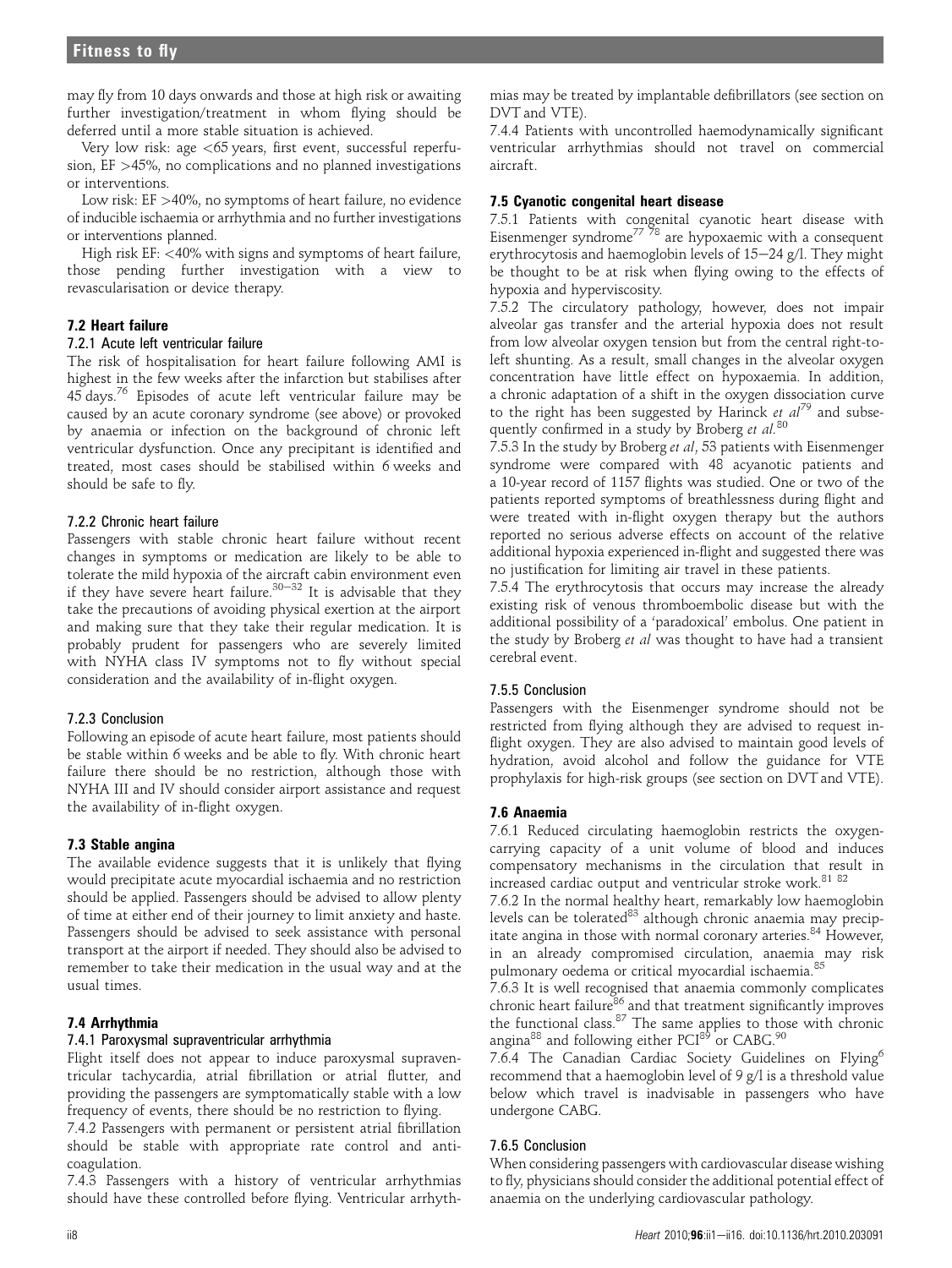may fly from 10 days onwards and those at high risk or awaiting further investigation/treatment in whom flying should be deferred until a more stable situation is achieved.

Very low risk: age <65 years, first event, successful reperfusion, EF >45%, no complications and no planned investigations or interventions.

Low risk: EF >40%, no symptoms of heart failure, no evidence of inducible ischaemia or arrhythmia and no further investigations or interventions planned.

High risk EF: <40% with signs and symptoms of heart failure, those pending further investigation with a view to revascularisation or device therapy.

### 7.2 Heart failure

#### 7.2.1 Acute left ventricular failure

The risk of hospitalisation for heart failure following AMI is highest in the few weeks after the infarction but stabilises after 45 days.[76] Episodes of acute left ventricular failure may be caused by an acute coronary syndrome (see above) or provoked by anaemia or infection on the background of chronic left ventricular dysfunction. Once any precipitant is identified and treated, most cases should be stabilised within 6 weeks and should be safe to fly.

#### 7.2.2 Chronic heart failure

Passengers with stable chronic heart failure without recent changes in symptoms or medication are likely to be able to tolerate the mild hypoxia of the aircraft cabin environment even if they have severe heart failure.[30–32] It is advisable that they take the precautions of avoiding physical exertion at the airport and making sure that they take their regular medication. It is probably prudent for passengers who are severely limited with NYHA class IV symptoms not to fly without special consideration and the availability of in-flight oxygen.

#### 7.2.3 Conclusion

Following an episode of acute heart failure, most patients should be stable within 6 weeks and be able to fly. With chronic heart failure there should be no restriction, although those with NYHA III and IV should consider airport assistance and request the availability of in-flight oxygen.

### 7.3 Stable angina

The available evidence suggests that it is unlikely that flying would precipitate acute myocardial ischaemia and no restriction should be applied. Passengers should be advised to allow plenty of time at either end of their journey to limit anxiety and haste. Passengers should be advised to seek assistance with personal transport at the airport if needed. They should also be advised to remember to take their medication in the usual way and at the usual times.

### 7.4 Arrhythmia

#### 7.4.1 Paroxysmal supraventricular arrhythmia

Flight itself does not appear to induce paroxysmal supraventricular tachycardia, atrial fibrillation or atrial flutter, and providing the passengers are symptomatically stable with a low frequency of events, there should be no restriction to flying.

7.4.2 Passengers with permanent or persistent atrial fibrillation should be stable with appropriate rate control and anticoagulation.

7.4.3 Passengers with a history of ventricular arrhythmias should have these controlled before flying. Ventricular arrhythmias may be treated by implantable defibrillators (see section on DVT and VTE).

7.4.4 Patients with uncontrolled haemodynamically significant ventricular arrhythmias should not travel on commercial aircraft.

### 7.5 Cyanotic congenital heart disease

7.5.1 Patients with congenital cyanotic heart disease with Eisenmenger syndrome[77 78] are hypoxaemic with a consequent erythrocytosis and haemoglobin levels of 15–24 g/l. They might be thought to be at risk when flying owing to the effects of hypoxia and hyperviscosity.

7.5.2 The circulatory pathology, however, does not impair alveolar gas transfer and the arterial hypoxia does not result from low alveolar oxygen tension but from the central right-to-left shunting. As a result, small changes in the alveolar oxygen concentration have little effect on hypoxaemia. In addition, a chronic adaptation of a shift in the oxygen dissociation curve to the right has been suggested by Harinck *et al*[79] and subsequently confirmed in a study by Broberg *et al*.[80]

7.5.3 In the study by Broberg *et al*, 53 patients with Eisenmenger syndrome were compared with 48 acyanotic patients and a 10-year record of 1157 flights was studied. One or two of the patients reported symptoms of breathlessness during flight and were treated with in-flight oxygen therapy but the authors reported no serious adverse effects on account of the relative additional hypoxia experienced in-flight and suggested there was no justification for limiting air travel in these patients.

7.5.4 The erythrocytosis that occurs may increase the already existing risk of venous thromboembolic disease but with the additional possibility of a 'paradoxical' embolus. One patient in the study by Broberg *et al* was thought to have had a transient cerebral event.

#### 7.5.5 Conclusion

Passengers with the Eisenmenger syndrome should not be restricted from flying although they are advised to request in-flight oxygen. They are also advised to maintain good levels of hydration, avoid alcohol and follow the guidance for VTE prophylaxis for high-risk groups (see section on DVT and VTE).

### 7.6 Anaemia

7.6.1 Reduced circulating haemoglobin restricts the oxygen-carrying capacity of a unit volume of blood and induces compensatory mechanisms in the circulation that result in increased cardiac output and ventricular stroke work.[81 82]

7.6.2 In the normal healthy heart, remarkably low haemoglobin levels can be tolerated[83] although chronic anaemia may precipitate angina in those with normal coronary arteries.[84] However, in an already compromised circulation, anaemia may risk pulmonary oedema or critical myocardial ischaemia.[85]

7.6.3 It is well recognised that anaemia commonly complicates chronic heart failure[86] and that treatment significantly improves the functional class.[87] The same applies to those with chronic angina[88] and following either PCI[89] or CABG.[90]

7.6.4 The Canadian Cardiac Society Guidelines on Flying[6] recommend that a haemoglobin level of 9 g/l is a threshold value below which travel is inadvisable in passengers who have undergone CABG.

#### 7.6.5 Conclusion

When considering passengers with cardiovascular disease wishing to fly, physicians should consider the additional potential effect of anaemia on the underlying cardiovascular pathology.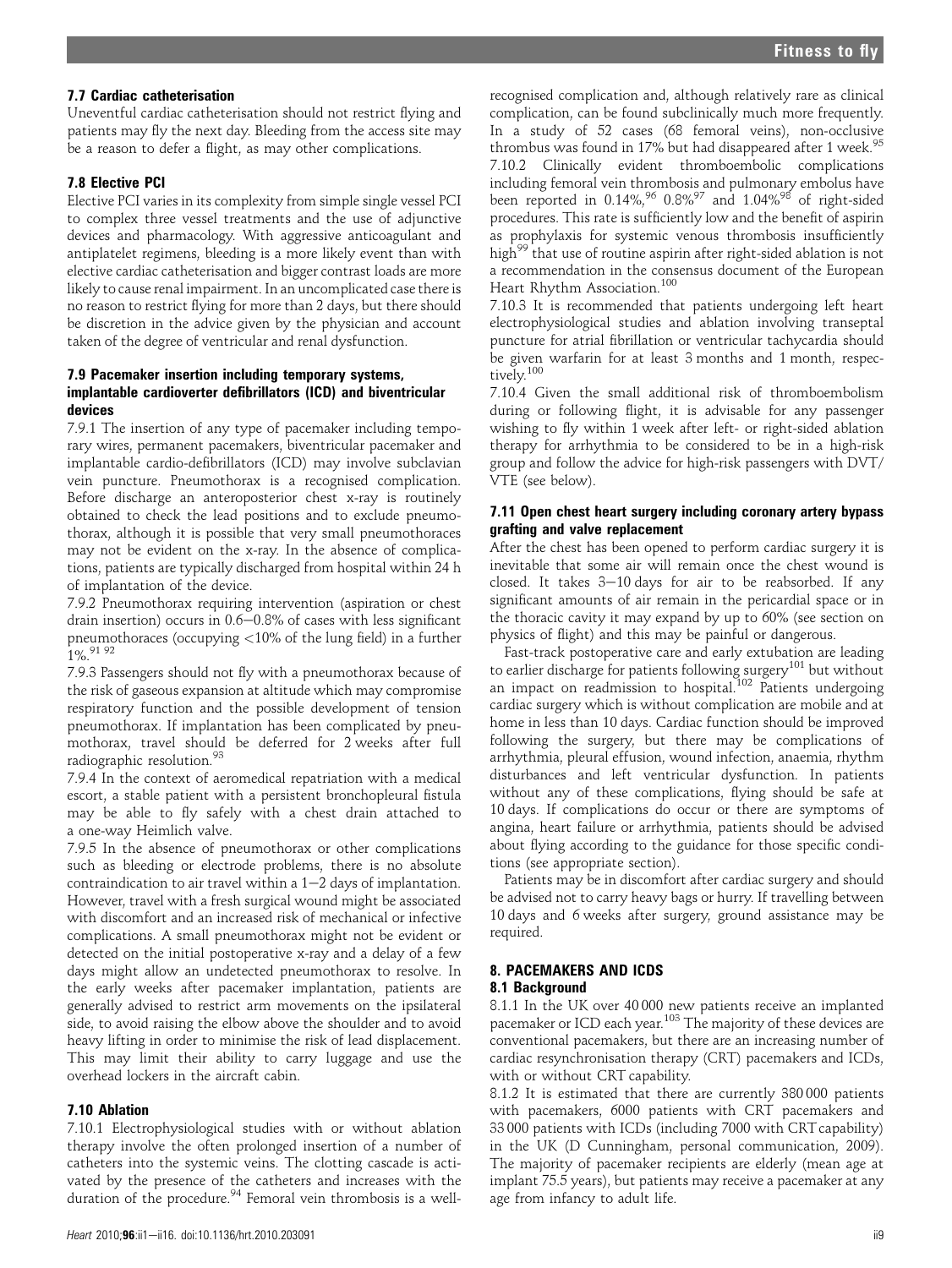### 7.7 Cardiac catheterisation

Uneventful cardiac catheterisation should not restrict flying and patients may fly the next day. Bleeding from the access site may be a reason to defer a flight, as may other complications.

### 7.8 Elective PCI

Elective PCI varies in its complexity from simple single vessel PCI to complex three vessel treatments and the use of adjunctive devices and pharmacology. With aggressive anticoagulant and antiplatelet regimens, bleeding is a more likely event than with elective cardiac catheterisation and bigger contrast loads are more likely to cause renal impairment. In an uncomplicated case there is no reason to restrict flying for more than 2 days, but there should be discretion in the advice given by the physician and account taken of the degree of ventricular and renal dysfunction.

### 7.9 Pacemaker insertion including temporary systems, implantable cardioverter defibrillators (ICD) and biventricular devices

7.9.1 The insertion of any type of pacemaker including temporary wires, permanent pacemakers, biventricular pacemaker and implantable cardio-defibrillators (ICD) may involve subclavian vein puncture. Pneumothorax is a recognised complication. Before discharge an anteroposterior chest x-ray is routinely obtained to check the lead positions and to exclude pneumothorax, although it is possible that very small pneumothoraces may not be evident on the x-ray. In the absence of complications, patients are typically discharged from hospital within 24 h of implantation of the device.

7.9.2 Pneumothorax requiring intervention (aspiration or chest drain insertion) occurs in 0.6–0.8% of cases with less significant pneumothoraces (occupying <10% of the lung field) in a further 1%.[91 92]

7.9.3 Passengers should not fly with a pneumothorax because of the risk of gaseous expansion at altitude which may compromise respiratory function and the possible development of tension pneumothorax. If implantation has been complicated by pneumothorax, travel should be deferred for 2 weeks after full radiographic resolution.[93]

7.9.4 In the context of aeromedical repatriation with a medical escort, a stable patient with a persistent bronchopleural fistula may be able to fly safely with a chest drain attached to a one-way Heimlich valve.

7.9.5 In the absence of pneumothorax or other complications such as bleeding or electrode problems, there is no absolute contraindication to air travel within a 1–2 days of implantation. However, travel with a fresh surgical wound might be associated with discomfort and an increased risk of mechanical or infective complications. A small pneumothorax might not be evident or detected on the initial postoperative x-ray and a delay of a few days might allow an undetected pneumothorax to resolve. In the early weeks after pacemaker implantation, patients are generally advised to restrict arm movements on the ipsilateral side, to avoid raising the elbow above the shoulder and to avoid heavy lifting in order to minimise the risk of lead displacement. This may limit their ability to carry luggage and use the overhead lockers in the aircraft cabin.

### 7.10 Ablation

7.10.1 Electrophysiological studies with or without ablation therapy involve the often prolonged insertion of a number of catheters into the systemic veins. The clotting cascade is activated by the presence of the catheters and increases with the duration of the procedure.[94] Femoral vein thrombosis is a well-recognised complication and, although relatively rare as clinical complication, can be found subclinically much more frequently. In a study of 52 cases (68 femoral veins), non-occlusive thrombus was found in 17% but had disappeared after 1 week.[95]

7.10.2 Clinically evident thromboembolic complications including femoral vein thrombosis and pulmonary embolus have been reported in 0.14%,[96] 0.8%[97] and 1.04%[98] of right-sided procedures. This rate is sufficiently low and the benefit of aspirin as prophylaxis for systemic venous thrombosis insufficiently high[99] that use of routine aspirin after right-sided ablation is not a recommendation in the consensus document of the European Heart Rhythm Association.[100]

7.10.3 It is recommended that patients undergoing left heart electrophysiological studies and ablation involving transeptal puncture for atrial fibrillation or ventricular tachycardia should be given warfarin for at least 3 months and 1 month, respectively.[100]

7.10.4 Given the small additional risk of thromboembolism during or following flight, it is advisable for any passenger wishing to fly within 1 week after left- or right-sided ablation therapy for arrhythmia to be considered to be in a high-risk group and follow the advice for high-risk passengers with DVT/VTE (see below).

### 7.11 Open chest heart surgery including coronary artery bypass grafting and valve replacement

After the chest has been opened to perform cardiac surgery it is inevitable that some air will remain once the chest wound is closed. It takes 3–10 days for air to be reabsorbed. If any significant amounts of air remain in the pericardial space or in the thoracic cavity it may expand by up to 60% (see section on physics of flight) and this may be painful or dangerous.

Fast-track postoperative care and early extubation are leading to earlier discharge for patients following surgery[101] but without an impact on readmission to hospital.[102] Patients undergoing cardiac surgery which is without complication are mobile and at home in less than 10 days. Cardiac function should be improved following the surgery, but there may be complications of arrhythmia, pleural effusion, wound infection, anaemia, rhythm disturbances and left ventricular dysfunction. In patients without any of these complications, flying should be safe at 10 days. If complications do occur or there are symptoms of angina, heart failure or arrhythmia, patients should be advised about flying according to the guidance for those specific conditions (see appropriate section).

Patients may be in discomfort after cardiac surgery and should be advised not to carry heavy bags or hurry. If travelling between 10 days and 6 weeks after surgery, ground assistance may be required.

## 8. PACEMAKERS AND ICDS

### 8.1 Background

8.1.1 In the UK over 40 000 new patients receive an implanted pacemaker or ICD each year.[103] The majority of these devices are conventional pacemakers, but there are an increasing number of cardiac resynchronisation therapy (CRT) pacemakers and ICDs, with or without CRT capability.

8.1.2 It is estimated that there are currently 380 000 patients with pacemakers, 6000 patients with CRT pacemakers and 33 000 patients with ICDs (including 7000 with CRT capability) in the UK (D Cunningham, personal communication, 2009). The majority of pacemaker recipients are elderly (mean age at implant 75.5 years), but patients may receive a pacemaker at any age from infancy to adult life.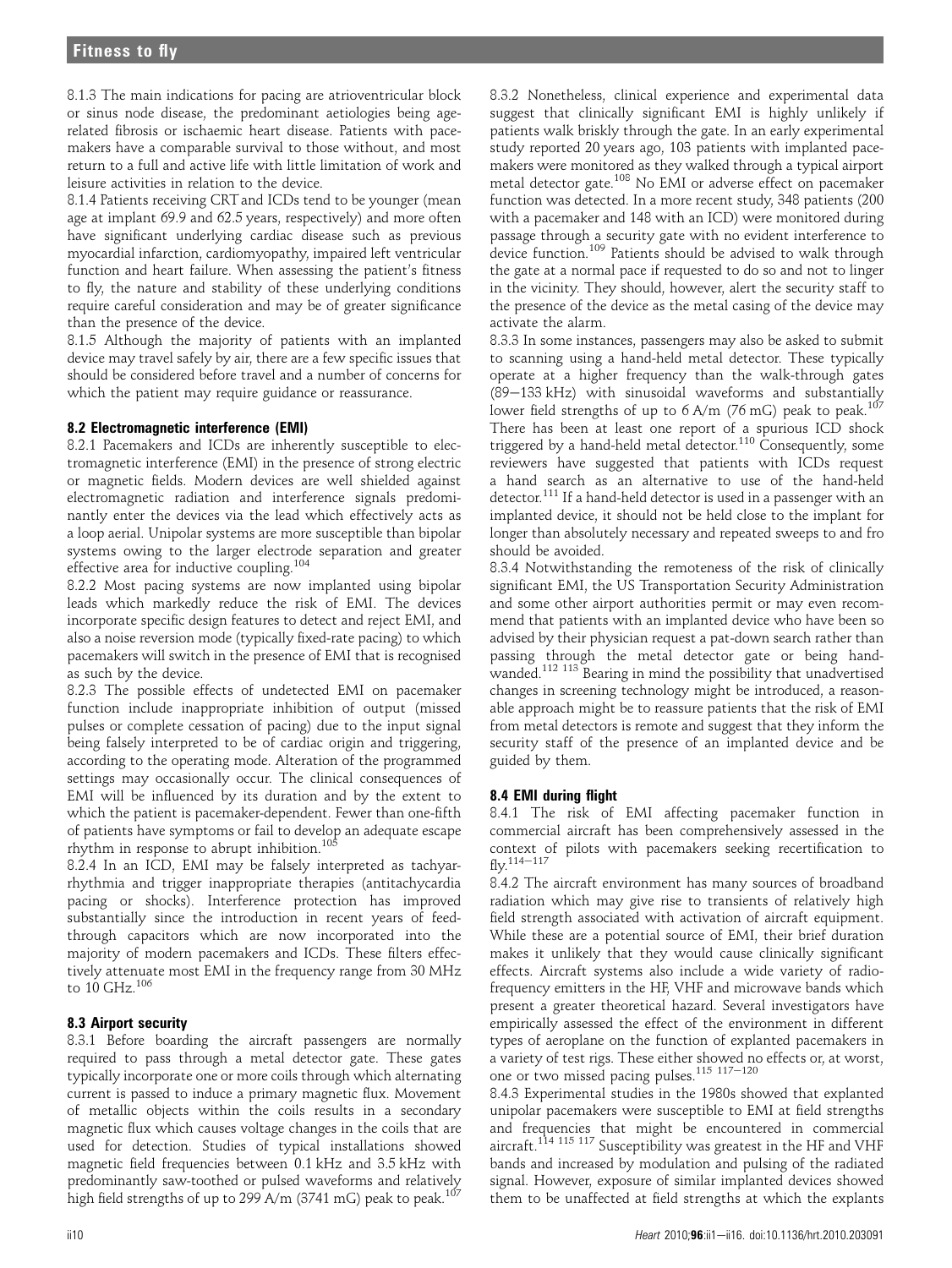8.1.3 The main indications for pacing are atrioventricular block or sinus node disease, the predominant aetiologies being age-related fibrosis or ischaemic heart disease. Patients with pacemakers have a comparable survival to those without, and most return to a full and active life with little limitation of work and leisure activities in relation to the device.

8.1.4 Patients receiving CRT and ICDs tend to be younger (mean age at implant 69.9 and 62.5 years, respectively) and more often have significant underlying cardiac disease such as previous myocardial infarction, cardiomyopathy, impaired left ventricular function and heart failure. When assessing the patient's fitness to fly, the nature and stability of these underlying conditions require careful consideration and may be of greater significance than the presence of the device.

8.1.5 Although the majority of patients with an implanted device may travel safely by air, there are a few specific issues that should be considered before travel and a number of concerns for which the patient may require guidance or reassurance.

### 8.2 Electromagnetic interference (EMI)

8.2.1 Pacemakers and ICDs are inherently susceptible to electromagnetic interference (EMI) in the presence of strong electric or magnetic fields. Modern devices are well shielded against electromagnetic radiation and interference signals predominantly enter the devices via the lead which effectively acts as a loop aerial. Unipolar systems are more susceptible than bipolar systems owing to the larger electrode separation and greater effective area for inductive coupling.[104]

8.2.2 Most pacing systems are now implanted using bipolar leads which markedly reduce the risk of EMI. The devices incorporate specific design features to detect and reject EMI, and also a noise reversion mode (typically fixed-rate pacing) to which pacemakers will switch in the presence of EMI that is recognised as such by the device.

8.2.3 The possible effects of undetected EMI on pacemaker function include inappropriate inhibition of output (missed pulses or complete cessation of pacing) due to the input signal being falsely interpreted to be of cardiac origin and triggering, according to the operating mode. Alteration of the programmed settings may occasionally occur. The clinical consequences of EMI will be influenced by its duration and by the extent to which the patient is pacemaker-dependent. Fewer than one-fifth of patients have symptoms or fail to develop an adequate escape rhythm in response to abrupt inhibition.[105]

8.2.4 In an ICD, EMI may be falsely interpreted as tachyarrhythmia and trigger inappropriate therapies (antitachycardia pacing or shocks). Interference protection has improved substantially since the introduction in recent years of feed-through capacitors which are now incorporated into the majority of modern pacemakers and ICDs. These filters effectively attenuate most EMI in the frequency range from 30 MHz to 10 GHz.[106]

### 8.3 Airport security

8.3.1 Before boarding the aircraft passengers are normally required to pass through a metal detector gate. These gates typically incorporate one or more coils through which alternating current is passed to induce a primary magnetic flux. Movement of metallic objects within the coils results in a secondary magnetic flux which causes voltage changes in the coils that are used for detection. Studies of typical installations showed magnetic field frequencies between 0.1 kHz and 3.5 kHz with predominantly saw-toothed or pulsed waveforms and relatively high field strengths of up to 299 A/m (3741 mG) peak to peak.[107]

8.3.2 Nonetheless, clinical experience and experimental data suggest that clinically significant EMI is highly unlikely if patients walk briskly through the gate. In an early experimental study reported 20 years ago, 103 patients with implanted pacemakers were monitored as they walked through a typical airport metal detector gate.[108] No EMI or adverse effect on pacemaker function was detected. In a more recent study, 348 patients (200 with a pacemaker and 148 with an ICD) were monitored during passage through a security gate with no evident interference to device function.[109] Patients should be advised to walk through the gate at a normal pace if requested to do so and not to linger in the vicinity. They should, however, alert the security staff to the presence of the device as the metal casing of the device may activate the alarm.

8.3.3 In some instances, passengers may also be asked to submit to scanning using a hand-held metal detector. These typically operate at a higher frequency than the walk-through gates (89−133 kHz) with sinusoidal waveforms and substantially lower field strengths of up to 6 A/m (76 mG) peak to peak.[107] There has been at least one report of a spurious ICD shock triggered by a hand-held metal detector.[110] Consequently, some reviewers have suggested that patients with ICDs request a hand search as an alternative to use of the hand-held detector.[111] If a hand-held detector is used in a passenger with an implanted device, it should not be held close to the implant for longer than absolutely necessary and repeated sweeps to and fro should be avoided.

8.3.4 Notwithstanding the remoteness of the risk of clinically significant EMI, the US Transportation Security Administration and some other airport authorities permit or may even recommend that patients with an implanted device who have been so advised by their physician request a pat-down search rather than passing through the metal detector gate or being hand-wanded.[112 113] Bearing in mind the possibility that unadvertised changes in screening technology might be introduced, a reasonable approach might be to reassure patients that the risk of EMI from metal detectors is remote and suggest that they inform the security staff of the presence of an implanted device and be guided by them.

### 8.4 EMI during flight

8.4.1 The risk of EMI affecting pacemaker function in commercial aircraft has been comprehensively assessed in the context of pilots with pacemakers seeking recertification to fly.[114−117]

8.4.2 The aircraft environment has many sources of broadband radiation which may give rise to transients of relatively high field strength associated with activation of aircraft equipment. While these are a potential source of EMI, their brief duration makes it unlikely that they would cause clinically significant effects. Aircraft systems also include a wide variety of radio-frequency emitters in the HF, VHF and microwave bands which present a greater theoretical hazard. Several investigators have empirically assessed the effect of the environment in different types of aeroplane on the function of explanted pacemakers in a variety of test rigs. These either showed no effects or, at worst, one or two missed pacing pulses.[115 117−120]

8.4.3 Experimental studies in the 1980s showed that explanted unipolar pacemakers were susceptible to EMI at field strengths and frequencies that might be encountered in commercial aircraft.[114 115 117] Susceptibility was greatest in the HF and VHF bands and increased by modulation and pulsing of the radiated signal. However, exposure of similar implanted devices showed them to be unaffected at field strengths at which the explants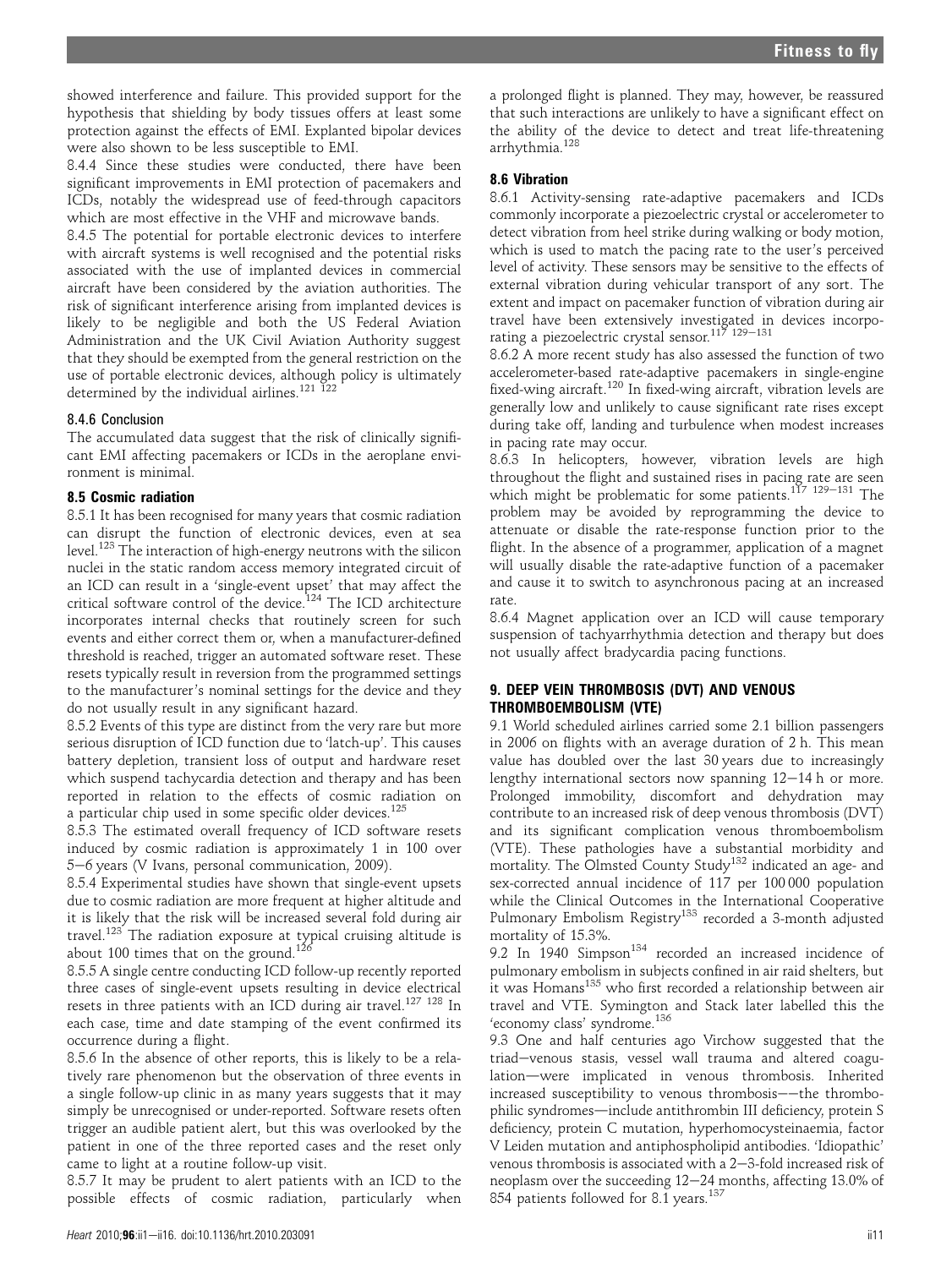showed interference and failure. This provided support for the hypothesis that shielding by body tissues offers at least some protection against the effects of EMI. Explanted bipolar devices were also shown to be less susceptible to EMI.

8.4.4 Since these studies were conducted, there have been significant improvements in EMI protection of pacemakers and ICDs, notably the widespread use of feed-through capacitors which are most effective in the VHF and microwave bands.

8.4.5 The potential for portable electronic devices to interfere with aircraft systems is well recognised and the potential risks associated with the use of implanted devices in commercial aircraft have been considered by the aviation authorities. The risk of significant interference arising from implanted devices is likely to be negligible and both the US Federal Aviation Administration and the UK Civil Aviation Authority suggest that they should be exempted from the general restriction on the use of portable electronic devices, although policy is ultimately determined by the individual airlines.[121 122]

#### 8.4.6 Conclusion

The accumulated data suggest that the risk of clinically significant EMI affecting pacemakers or ICDs in the aeroplane environment is minimal.

### 8.5 Cosmic radiation

8.5.1 It has been recognised for many years that cosmic radiation can disrupt the function of electronic devices, even at sea level.[123] The interaction of high-energy neutrons with the silicon nuclei in the static random access memory integrated circuit of an ICD can result in a 'single-event upset' that may affect the critical software control of the device.[124] The ICD architecture incorporates internal checks that routinely screen for such events and either correct them or, when a manufacturer-defined threshold is reached, trigger an automated software reset. These resets typically result in reversion from the programmed settings to the manufacturer's nominal settings for the device and they do not usually result in any significant hazard.

8.5.2 Events of this type are distinct from the very rare but more serious disruption of ICD function due to 'latch-up'. This causes battery depletion, transient loss of output and hardware reset which suspend tachycardia detection and therapy and has been reported in relation to the effects of cosmic radiation on a particular chip used in some specific older devices.[125]

8.5.3 The estimated overall frequency of ICD software resets induced by cosmic radiation is approximately 1 in 100 over 5–6 years (V Ivans, personal communication, 2009).

8.5.4 Experimental studies have shown that single-event upsets due to cosmic radiation are more frequent at higher altitude and it is likely that the risk will be increased several fold during air travel.[123] The radiation exposure at typical cruising altitude is about 100 times that on the ground.[126]

8.5.5 A single centre conducting ICD follow-up recently reported three cases of single-event upsets resulting in device electrical resets in three patients with an ICD during air travel.[127 128] In each case, time and date stamping of the event confirmed its occurrence during a flight.

8.5.6 In the absence of other reports, this is likely to be a relatively rare phenomenon but the observation of three events in a single follow-up clinic in as many years suggests that it may simply be unrecognised or under-reported. Software resets often trigger an audible patient alert, but this was overlooked by the patient in one of the three reported cases and the reset only came to light at a routine follow-up visit.

8.5.7 It may be prudent to alert patients with an ICD to the possible effects of cosmic radiation, particularly when a prolonged flight is planned. They may, however, be reassured that such interactions are unlikely to have a significant effect on the ability of the device to detect and treat life-threatening arrhythmia.[128]

### 8.6 Vibration

8.6.1 Activity-sensing rate-adaptive pacemakers and ICDs commonly incorporate a piezoelectric crystal or accelerometer to detect vibration from heel strike during walking or body motion, which is used to match the pacing rate to the user's perceived level of activity. These sensors may be sensitive to the effects of external vibration during vehicular transport of any sort. The extent and impact on pacemaker function of vibration during air travel have been extensively investigated in devices incorporating a piezoelectric crystal sensor.[117 129–131]

8.6.2 A more recent study has also assessed the function of two accelerometer-based rate-adaptive pacemakers in single-engine fixed-wing aircraft.[120] In fixed-wing aircraft, vibration levels are generally low and unlikely to cause significant rate rises except during take off, landing and turbulence when modest increases in pacing rate may occur.

8.6.3 In helicopters, however, vibration levels are high throughout the flight and sustained rises in pacing rate are seen which might be problematic for some patients.[117 129–131] The problem may be avoided by reprogramming the device to attenuate or disable the rate-response function prior to the flight. In the absence of a programmer, application of a magnet will usually disable the rate-adaptive function of a pacemaker and cause it to switch to asynchronous pacing at an increased rate.

8.6.4 Magnet application over an ICD will cause temporary suspension of tachyarrhythmia detection and therapy but does not usually affect bradycardia pacing functions.

## 9. DEEP VEIN THROMBOSIS (DVT) AND VENOUS THROMBOEMBOLISM (VTE)

9.1 World scheduled airlines carried some 2.1 billion passengers in 2006 on flights with an average duration of 2 h. This mean value has doubled over the last 30 years due to increasingly lengthy international sectors now spanning 12–14 h or more. Prolonged immobility, discomfort and dehydration may contribute to an increased risk of deep venous thrombosis (DVT) and its significant complication venous thromboembolism (VTE). These pathologies have a substantial morbidity and mortality. The Olmsted County Study[132] indicated an age- and sex-corrected annual incidence of 117 per 100 000 population while the Clinical Outcomes in the International Cooperative Pulmonary Embolism Registry[133] recorded a 3-month adjusted mortality of 15.3%.

9.2 In 1940 Simpson[134] recorded an increased incidence of pulmonary embolism in subjects confined in air raid shelters, but it was Homans[135] who first recorded a relationship between air travel and VTE. Symington and Stack later labelled this the 'economy class' syndrome.[136]

9.3 One and half centuries ago Virchow suggested that the triad—venous stasis, vessel wall trauma and altered coagulation—were implicated in venous thrombosis. Inherited increased susceptibility to venous thrombosis—the thrombophilic syndromes—include antithrombin III deficiency, protein S deficiency, protein C mutation, hyperhomocysteinaemia, factor V Leiden mutation and antiphospholipid antibodies. 'Idiopathic' venous thrombosis is associated with a 2–3-fold increased risk of neoplasm over the succeeding 12–24 months, affecting 13.0% of 854 patients followed for 8.1 years.[137]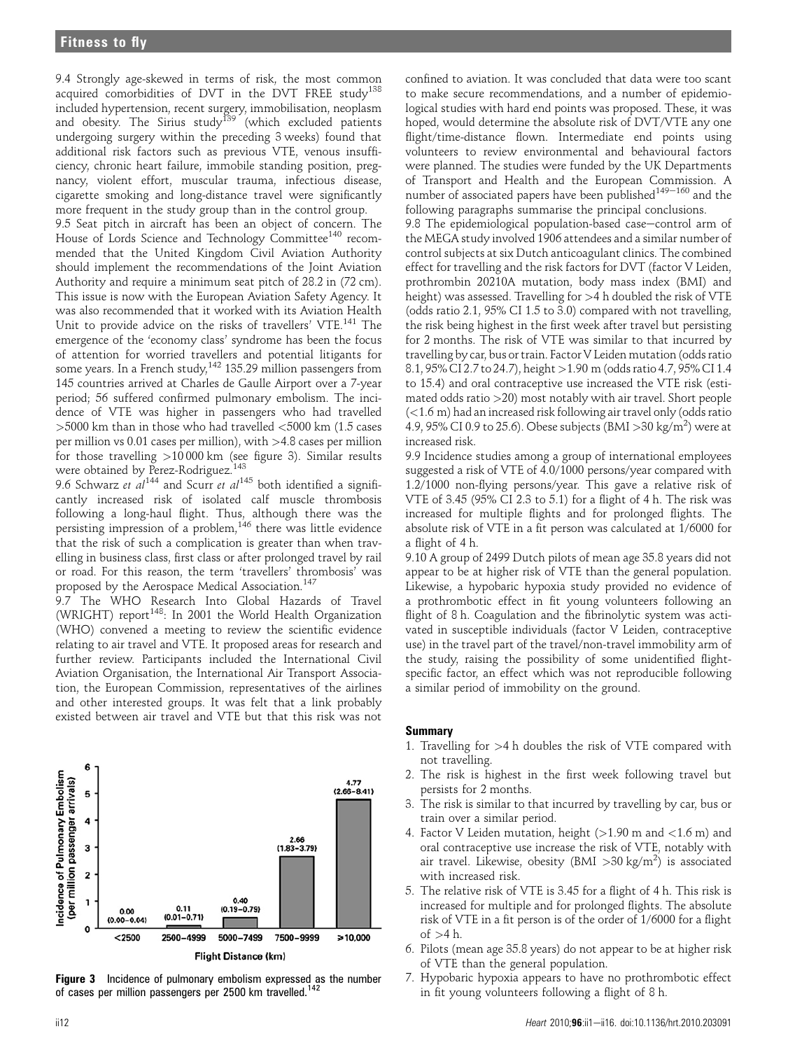9.4 Strongly age-skewed in terms of risk, the most common acquired comorbidities of DVT in the DVT FREE study[138] included hypertension, recent surgery, immobilisation, neoplasm and obesity. The Sirius study[139] (which excluded patients undergoing surgery within the preceding 3 weeks) found that additional risk factors such as previous VTE, venous insufficiency, chronic heart failure, immobile standing position, pregnancy, violent effort, muscular trauma, infectious disease, cigarette smoking and long-distance travel were significantly more frequent in the study group than in the control group.

9.5 Seat pitch in aircraft has been an object of concern. The House of Lords Science and Technology Committee[140] recommended that the United Kingdom Civil Aviation Authority should implement the recommendations of the Joint Aviation Authority and require a minimum seat pitch of 28.2 in (72 cm). This issue is now with the European Aviation Safety Agency. It was also recommended that it worked with its Aviation Health Unit to provide advice on the risks of travellers' VTE.[141] The emergence of the 'economy class' syndrome has been the focus of attention for worried travellers and potential litigants for some years. In a French study,[142] 135.29 million passengers from 145 countries arrived at Charles de Gaulle Airport over a 7-year period; 56 suffered confirmed pulmonary embolism. The incidence of VTE was higher in passengers who had travelled >5000 km than in those who had travelled <5000 km (1.5 cases per million vs 0.01 cases per million), with >4.8 cases per million for those travelling >10 000 km (see figure 3). Similar results were obtained by Perez-Rodriguez.[143]

9.6 Schwarz *et al*[144] and Scurr *et al*[145] both identified a significantly increased risk of isolated calf muscle thrombosis following a long-haul flight. Thus, although there was the persisting impression of a problem,[146] there was little evidence that the risk of such a complication is greater than when travelling in business class, first class or after prolonged travel by rail or road. For this reason, the term 'travellers' thrombosis' was proposed by the Aerospace Medical Association.[147]

9.7 The WHO Research Into Global Hazards of Travel (WRIGHT) report[148]: In 2001 the World Health Organization (WHO) convened a meeting to review the scientific evidence relating to air travel and VTE. It proposed areas for research and further review. Participants included the International Civil Aviation Organisation, the International Air Transport Association, the European Commission, representatives of the airlines and other interested groups. It was felt that a link probably existed between air travel and VTE but that this risk was not confined to aviation. It was concluded that data were too scant to make secure recommendations, and a number of epidemiological studies with hard end points was proposed. These, it was hoped, would determine the absolute risk of DVT/VTE any one flight/time-distance flown. Intermediate end points using volunteers to review environmental and behavioural factors were planned. The studies were funded by the UK Departments of Transport and Health and the European Commission. A number of associated papers have been published[149–160] and the following paragraphs summarise the principal conclusions.

| Flight Distance (km) | Incidence of Pulmonary Embolism (per million passenger arrivals) |
|---|---|
| <2500 | 0.00 (0.00–0.04) |
| 2500–4999 | 0.11 (0.01–0.71) |
| 5000–7499 | 0.40 (0.19–0.79) |
| 7500–9999 | 2.66 (1.83–3.79) |
| >10,000 | 4.77 (2.68–8.41) |

**Figure 3** Incidence of pulmonary embolism expressed as the number of cases per million passengers per 2500 km travelled.[142]

9.8 The epidemiological population-based case–control arm of the MEGA study involved 1906 attendees and a similar number of control subjects at six Dutch anticoagulant clinics. The combined effect for travelling and the risk factors for DVT (factor V Leiden, prothrombin 20210A mutation, body mass index (BMI) and height) was assessed. Travelling for >4 h doubled the risk of VTE (odds ratio 2.1, 95% CI 1.5 to 3.0) compared with not travelling, the risk being highest in the first week after travel but persisting for 2 months. The risk of VTE was similar to that incurred by travelling by car, bus or train. Factor V Leiden mutation (odds ratio 8.1, 95% CI 2.7 to 24.7), height >1.90 m (odds ratio 4.7, 95% CI 1.4 to 15.4) and oral contraceptive use increased the VTE risk (estimated odds ratio >20) most notably with air travel. Short people (<1.6 m) had an increased risk following air travel only (odds ratio 4.9, 95% CI 0.9 to 25.6). Obese subjects (BMI >30 kg/m$^2$) were at increased risk.

9.9 Incidence studies among a group of international employees suggested a risk of VTE of 4.0/1000 persons/year compared with 1.2/1000 non-flying persons/year. This gave a relative risk of VTE of 3.45 (95% CI 2.3 to 5.1) for a flight of 4 h. The risk was increased for multiple flights and for prolonged flights. The absolute risk of VTE in a fit person was calculated at 1/6000 for a flight of 4 h.

9.10 A group of 2499 Dutch pilots of mean age 35.8 years did not appear to be at higher risk of VTE than the general population. Likewise, a hypobaric hypoxia study provided no evidence of a prothrombotic effect in fit young volunteers following an flight of 8 h. Coagulation and the fibrinolytic system was activated in susceptible individuals (factor V Leiden, contraceptive use) in the travel part of the travel/non-travel immobility arm of the study, raising the possibility of some unidentified flight-specific factor, an effect which was not reproducible following a similar period of immobility on the ground.

### Summary

1. Travelling for >4 h doubles the risk of VTE compared with not travelling.
2. The risk is highest in the first week following travel but persists for 2 months.
3. The risk is similar to that incurred by travelling by car, bus or train over a similar period.
4. Factor V Leiden mutation, height (>1.90 m and <1.6 m) and oral contraceptive use increase the risk of VTE, notably with air travel. Likewise, obesity (BMI >30 kg/m$^2$) is associated with increased risk.
5. The relative risk of VTE is 3.45 for a flight of 4 h. This risk is increased for multiple and for prolonged flights. The absolute risk of VTE in a fit person is of the order of 1/6000 for a flight of >4 h.
6. Pilots (mean age 35.8 years) do not appear to be at higher risk of VTE than the general population.
7. Hypobaric hypoxia appears to have no prothrombotic effect in fit young volunteers following a flight of 8 h.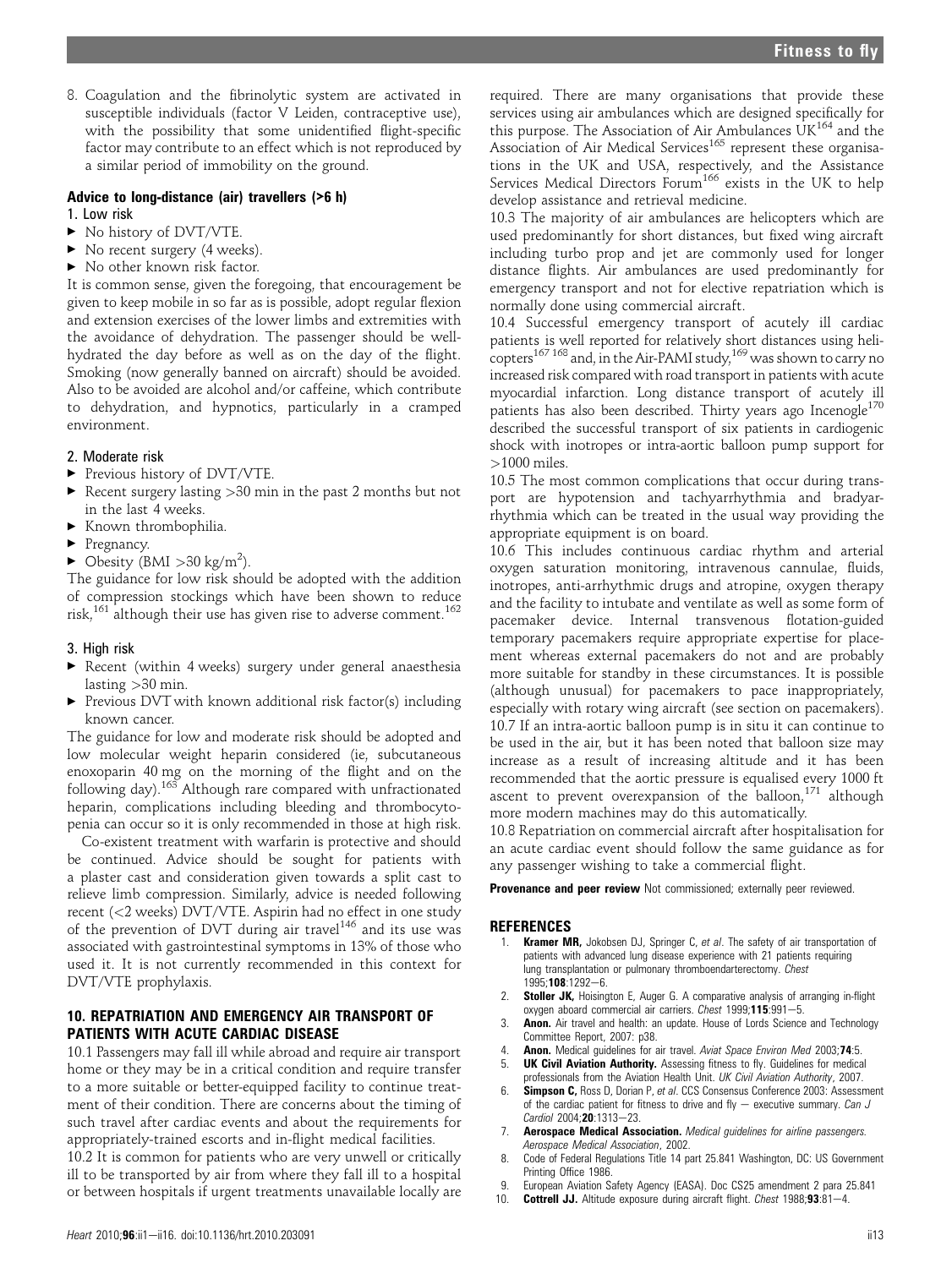8. Coagulation and the fibrinolytic system are activated in susceptible individuals (factor V Leiden, contraceptive use), with the possibility that some unidentified flight-specific factor may contribute to an effect which is not reproduced by a similar period of immobility on the ground.

### Advice to long-distance (air) travellers (>6 h)

#### 1. Low risk

- No history of DVT/VTE.
- No recent surgery (4 weeks).
- No other known risk factor.

It is common sense, given the foregoing, that encouragement be given to keep mobile in so far as is possible, adopt regular flexion and extension exercises of the lower limbs and extremities with the avoidance of dehydration. The passenger should be well-hydrated the day before as well as on the day of the flight. Smoking (now generally banned on aircraft) should be avoided. Also to be avoided are alcohol and/or caffeine, which contribute to dehydration, and hypnotics, particularly in a cramped environment.

#### 2. Moderate risk

- Previous history of DVT/VTE.
- Recent surgery lasting >30 min in the past 2 months but not in the last 4 weeks.
- Known thrombophilia.
- Pregnancy.
- Obesity (BMI >30 kg/m$^2$).

The guidance for low risk should be adopted with the addition of compression stockings which have been shown to reduce risk,[161] although their use has given rise to adverse comment.[162]

#### 3. High risk

- Recent (within 4 weeks) surgery under general anaesthesia lasting >30 min.
- Previous DVT with known additional risk factor(s) including known cancer.

The guidance for low and moderate risk should be adopted and low molecular weight heparin considered (ie, subcutaneous enoxoparin 40 mg on the morning of the flight and on the following day).[163] Although rare compared with unfractionated heparin, complications including bleeding and thrombocytopenia can occur so it is only recommended in those at high risk.

Co-existent treatment with warfarin is protective and should be continued. Advice should be sought for patients with a plaster cast and consideration given towards a split cast to relieve limb compression. Similarly, advice is needed following recent (<2 weeks) DVT/VTE. Aspirin had no effect in one study of the prevention of DVT during air travel[146] and its use was associated with gastrointestinal symptoms in 13% of those who used it. It is not currently recommended in this context for DVT/VTE prophylaxis.

## 10. REPATRIATION AND EMERGENCY AIR TRANSPORT OF PATIENTS WITH ACUTE CARDIAC DISEASE

10.1 Passengers may fall ill while abroad and require air transport home or they may be in a critical condition and require transfer to a more suitable or better-equipped facility to continue treatment of their condition. There are concerns about the timing of such travel after cardiac events and about the requirements for appropriately-trained escorts and in-flight medical facilities.

10.2 It is common for patients who are very unwell or critically ill to be transported by air from where they fall ill to a hospital or between hospitals if urgent treatments unavailable locally are required. There are many organisations that provide these services using air ambulances which are designed specifically for this purpose. The Association of Air Ambulances UK[164] and the Association of Air Medical Services[165] represent these organisations in the UK and USA, respectively, and the Assistance Services Medical Directors Forum[166] exists in the UK to help develop assistance and retrieval medicine.

10.3 The majority of air ambulances are helicopters which are used predominantly for short distances, but fixed wing aircraft including turbo prop and jet are commonly used for longer distance flights. Air ambulances are used predominantly for emergency transport and not for elective repatriation which is normally done using commercial aircraft.

10.4 Successful emergency transport of acutely ill cardiac patients is well reported for relatively short distances using helicopters[167 168] and, in the Air-PAMI study,[169] was shown to carry no increased risk compared with road transport in patients with acute myocardial infarction. Long distance transport of acutely ill patients has also been described. Thirty years ago Incenogle[170] described the successful transport of six patients in cardiogenic shock with inotropes or intra-aortic balloon pump support for >1000 miles.

10.5 The most common complications that occur during transport are hypotension and tachyarrhythmia and bradyarrhythmia which can be treated in the usual way providing the appropriate equipment is on board.

10.6 This includes continuous cardiac rhythm and arterial oxygen saturation monitoring, intravenous cannulae, fluids, inotropes, anti-arrhythmic drugs and atropine, oxygen therapy and the facility to intubate and ventilate as well as some form of pacemaker device. Internal transvenous flotation-guided temporary pacemakers require appropriate expertise for placement whereas external pacemakers do not and are probably more suitable for standby in these circumstances. It is possible (although unusual) for pacemakers to pace inappropriately, especially with rotary wing aircraft (see section on pacemakers).

10.7 If an intra-aortic balloon pump is in situ it can continue to be used in the air, but it has been noted that balloon size may increase as a result of increasing altitude and it has been recommended that the aortic pressure is equalised every 1000 ft ascent to prevent overexpansion of the balloon,[171] although more modern machines may do this automatically.

10.8 Repatriation on commercial aircraft after hospitalisation for an acute cardiac event should follow the same guidance as for any passenger wishing to take a commercial flight.

**Provenance and peer review** Not commissioned; externally peer reviewed.

## REFERENCES

1. **Kramer MR,** Jokobsen DJ, Springer C, *et al*. The safety of air transportation of patients with advanced lung disease experience with 21 patients requiring lung transplantation or pulmonary thromboendarterectomy. *Chest* 1995;**108**:1292–6.
2. **Stoller JK,** Hoisington E, Auger G. A comparative analysis of arranging in-flight oxygen aboard commercial air carriers. *Chest* 1999;**115**:991–5.
3. **Anon.** Air travel and health: an update. House of Lords Science and Technology Committee Report, 2007: p38.
4. **Anon.** Medical guidelines for air travel. *Aviat Space Environ Med* 2003;**74**:5.
5. **UK Civil Aviation Authority.** Assessing fitness to fly. Guidelines for medical professionals from the Aviation Health Unit. *UK Civil Aviation Authority*, 2007.
6. **Simpson C,** Ross D, Dorian P, *et al*. CCS Consensus Conference 2003: Assessment of the cardiac patient for fitness to drive and fly – executive summary. *Can J Cardiol* 2004;**20**:1313–23.
7. **Aerospace Medical Association.** *Medical guidelines for airline passengers. Aerospace Medical Association*, 2002.
8. Code of Federal Regulations Title 14 part 25.841 Washington, DC: US Government Printing Office 1986.
9. European Aviation Safety Agency (EASA). Doc CS25 amendment 2 para 25.841
10. **Cottrell JJ.** Altitude exposure during aircraft flight. *Chest* 1988;**93**:81–4.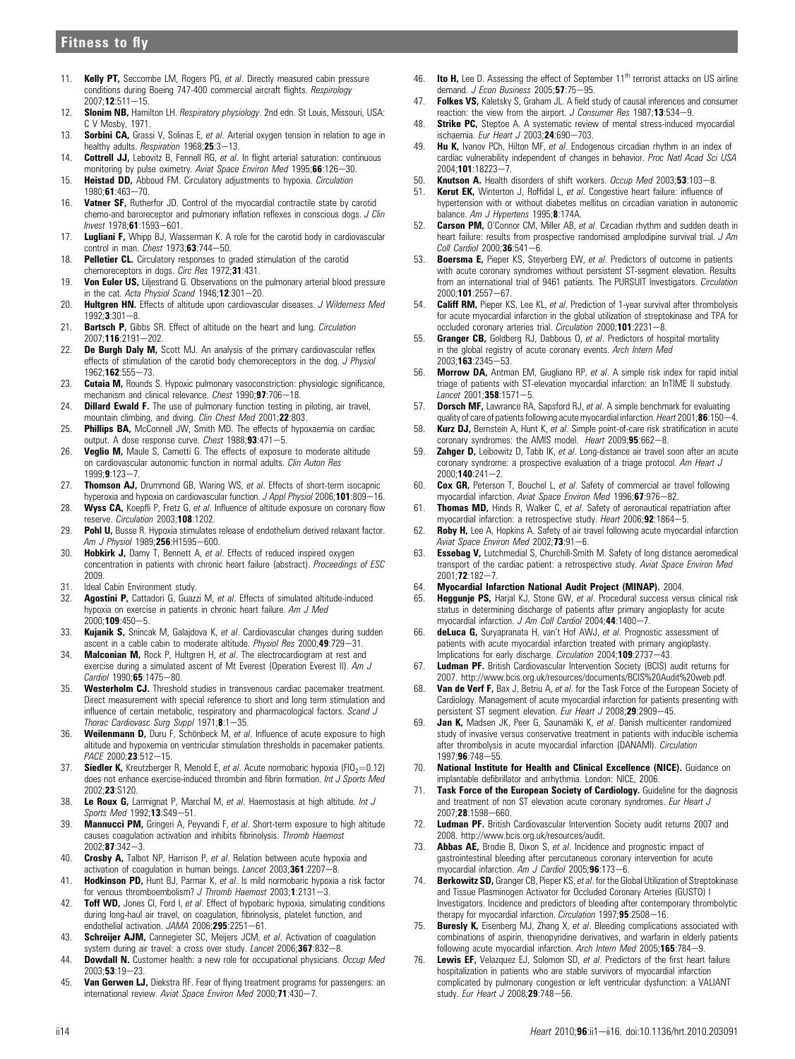11. **Kelly PT,** Seccombe LM, Rogers PG, *et al*. Directly measured cabin pressure conditions during Boeing 747-400 commercial aircraft flights. *Respirology* 2007;**12**:511–15.
12. **Slonim NB,** Hamilton LH. *Respiratory physiology*. 2nd edn. St Louis, Missouri, USA: C V Mosby, 1971.
13. **Sorbini CA,** Grassi V, Solinas E, *et al*. Arterial oxygen tension in relation to age in healthy adults. *Respiration* 1968;**25**:3–13.
14. **Cottrell JJ,** Lebovitz B, Fennell RG, *et al*. In flight arterial saturation: continuous monitoring by pulse oximetry. *Aviat Space Environ Med* 1995;**66**:126–30.
15. **Heistad DD,** Abboud FM. Circulatory adjustments to hypoxia. *Circulation* 1980;**61**:463–70.
16. **Vatner SF,** Rutherfor JD. Control of the myocardial contractile state by carotid chemo-and baroreceptor and pulmonary inflation reflexes in conscious dogs. *J Clin Invest* 1978;**61**:1593–601.
17. **Lugliani F,** Whipp BJ, Wasserman K. A role for the carotid body in cardiovascular control in man. *Chest* 1973;**63**:744–50.
18. **Pelletier CL.** Circulatory responses to graded stimulation of the carotid chemoreceptors in dogs. *Circ Res* 1972;**31**:431.
19. **Von Euler US,** Liljestrand G. Observations on the pulmonary arterial blood pressure in the cat. *Acta Physiol Scand* 1946;**12**:301–20.
20. **Hultgren HN.** Effects of altitude upon cardiovascular diseases. *J Wilderness Med* 1992;**3**:301–8.
21. **Bartsch P,** Gibbs SR. Effect of altitude on the heart and lung. *Circulation* 2007;**116**:2191–202.
22. **De Burgh Daly M,** Scott MJ. An analysis of the primary cardiovascular reflex effects of stimulation of the carotid body chemoreceptors in the dog. *J Physiol* 1962;**162**:555–73.
23. **Cutaia M,** Rounds S. Hypoxic pulmonary vasoconstriction: physiologic significance, mechanism and clinical relevance. *Chest* 1990;**97**:706–18.
24. **Dillard Ewald F.** The use of pulmonary function testing in piloting, air travel, mountain climbing, and diving. *Clin Chest Med* 2001;**22**:803.
25. **Phillips BA,** McConnell JW, Smith MD. The effects of hypoxaemia on cardiac output. A dose response curve. *Chest* 1988;**93**:471–5.
26. **Veglio M,** Maule S, Cametti G. The effects of exposure to moderate altitude on cardiovascular autonomic function in normal adults. *Clin Auton Res* 1999;**9**:123–7.
27. **Thomson AJ,** Drummond GB, Waring WS, *et al*. Effects of short-term isocapnic hyperoxia and hypoxia on cardiovascular function. *J Appl Physiol* 2006;**101**:809–16.
28. **Wyss CA,** Koepfli P, Fretz G, *et al*. Influence of altitude exposure on coronary flow reserve. *Circulation* 2003;**108**:1202.
29. **Pohl U,** Busse R. Hypoxia stimulates release of endothelium derived relaxant factor. *Am J Physiol* 1989;**256**:H1595–600.
30. **Hobkirk J,** Damy T, Bennett A, *et al*. Effects of reduced inspired oxygen concentration in patients with chronic heart failure (abstract). *Proceedings of ESC* 2009.
31. Ideal Cabin Environment study.
32. **Agostini P,** Cattadori G, Guazzi M, *et al*. Effects of simulated altitude-induced hypoxia on exercise in patients in chronic heart failure. *Am J Med* 2000;**109**:450–5.
33. **Kujanik S,** Snincak M, Galajdova K, *et al*. Cardiovascular changes during sudden ascent in a cable cabin to moderate altitude. *Physiol Res* 2000;**49**:729–31.
34. **Malconian M,** Rock P, Hultgren H, *et al*. The electrocardiogram at rest and exercise during a simulated ascent of Mt Everest (Operation Everest II). *Am J Cardiol* 1990;**65**:1475–80.
35. **Westerholm CJ.** Threshold studies in transvenous cardiac pacemaker treatment. Direct measurement with special reference to short and long term stimulation and influence of certain metabolic, respiratory and pharmacological factors. *Scand J Thorac Cardiovasc Surg Suppl* 1971;**8**:1–35.
36. **Weilenmann D,** Duru F, Schönbeck M, *et al*. Influence of acute exposure to high altitude and hypoxemia on ventricular stimulation thresholds in pacemaker patients. *PACE* 2000;**23**:512–15.
37. **Siedler K,** Kreutzberger R, Menold E, *et al*. Acute normobaric hypoxia ($FIO_2$=0.12) does not enhance exercise-induced thrombin and fibrin formation. *Int J Sports Med* 2002;**23**:S120.
38. **Le Roux G,** Larmignat P, Marchal M, *et al*. Haemostasis at high altitude. *Int J Sports Med* 1992;**13**:S49–51.
39. **Mannucci PM,** Gringeri A, Peyvandi F, *et al*. Short-term exposure to high altitude causes coagulation activation and inhibits fibrinolysis. *Thromb Haemost* 2002;**87**:342–3.
40. **Crosby A,** Talbot NP, Harrison P, *et al*. Relation between acute hypoxia and activation of coagulation in human beings. *Lancet* 2003;**361**:2207–8.
41. **Hodkinson PD,** Hunt BJ, Parmar K, *et al*. Is mild normobaric hypoxia a risk factor for venous thromboembolism? *J Thromb Haemost* 2003;**1**:2131–3.
42. **Toff WD,** Jones CI, Ford I, *et al*. Effect of hypobaric hypoxia, simulating conditions during long-haul air travel, on coagulation, fibrinolysis, platelet function, and endothelial activation. *JAMA* 2006;**295**:2251–61.
43. **Schreijer AJM,** Cannegieter SC, Meijers JCM, *et al*. Activation of coagulation system during air travel: a cross over study. *Lancet* 2006;**367**:832–8.
44. **Dowdall N.** Customer health: a new role for occupational physicians. *Occup Med* 2003;**53**:19–23.
45. **Van Gerwen LJ,** Diekstra RF. Fear of flying treatment programs for passengers: an international review. *Aviat Space Environ Med* 2000;**71**:430–7.
46. **Ito H,** Lee D. Assessing the effect of September 11th terrorist attacks on US airline demand. *J Econ Business* 2005;**57**:75–95.
47. **Folkes VS,** Kaletsky S, Graham JL. A field study of causal inferences and consumer reaction: the view from the airport. *J Consumer Res* 1987;**13**:534–9.
48. **Strike PC,** Steptoe A. A systematic review of mental stress-induced myocardial ischaemia. *Eur Heart J* 2003;**24**:690–703.
49. **Hu K,** Ivanov PCh, Hilton MF, *et al*. Endogenous circadian rhythm in an index of cardiac vulnerability independent of changes in behavior. *Proc Natl Acad Sci USA* 2004;**101**:18223–7.
50. **Knutson A.** Health disorders of shift workers. *Occup Med* 2003;**53**:103–8.
51. **Kerut EK,** Winterton J, Roffidal L, *et al*. Congestive heart failure: influence of hypertension with or without diabetes mellitus on circadian variation in autonomic balance. *Am J Hypertens* 1995;**8**:174A.
52. **Carson PM,** O'Connor CM, Miller AB, *et al*. Circadian rhythm and sudden death in heart failure: results from prospective randomised amplodipine survival trial. *J Am Coll Cardiol* 2000;**36**:541–6.
53. **Boersma E,** Pieper KS, Steyerberg EW, *et al*. Predictors of outcome in patients with acute coronary syndromes without persistent ST-segment elevation. Results from an international trial of 9461 patients. The PURSUIT Investigators. *Circulation* 2000;**101**:2557–67.
54. **Califf RM,** Pieper KS, Lee KL, *et al*. Prediction of 1-year survival after thrombolysis for acute myocardial infarction in the global utilization of streptokinase and TPA for occluded coronary arteries trial. *Circulation* 2000;**101**:2231–8.
55. **Granger CB,** Goldberg RJ, Dabbous O, *et al*. Predictors of hospital mortality in the global registry of acute coronary events. *Arch Intern Med* 2003;**163**:2345–53.
56. **Morrow DA,** Antman EM, Giugliano RP, *et al*. A simple risk index for rapid initial triage of patients with ST-elevation myocardial infarction: an InTIME II substudy. *Lancet* 2001;**358**:1571–5.
57. **Dorsch MF,** Lawrance RA, Sapsford RJ, *et al*. A simple benchmark for evaluating quality of care of patients following acute myocardial infarction. *Heart* 2001;**86**:150–4.
58. **Kurz DJ,** Bernstein A, Hunt K, *et al*. Simple point-of-care risk stratification in acute coronary syndromes: the AMIS model. *Heart* 2009;**95**:662–8.
59. **Zahger D,** Leibowitz D, Tabb IK, *et al*. Long-distance air travel soon after an acute coronary syndrome: a prospective evaluation of a triage protocol. *Am Heart J* 2000;**140**:241–2.
60. **Cox GR,** Peterson T, Bouchel L, *et al*. Safety of commercial air travel following myocardial infarction. *Aviat Space Environ Med* 1996;**67**:976–82.
61. **Thomas MD,** Hinds R, Walker C, *et al*. Safety of aeronautical repatriation after myocardial infarction: a retrospective study. *Heart* 2006;**92**:1864–5.
62. **Roby H,** Lee A, Hopkins A. Safety of air travel following acute myocardial infarction *Aviat Space Environ Med* 2002;**73**:91–6.
63. **Essebag V,** Lutchmedial S, Churchill-Smith M. Safety of long distance aeromedical transport of the cardiac patient: a retrospective study. *Aviat Space Environ Med* 2001;**72**:182–7.
64. **Myocardial Infarction National Audit Project (MINAP).** 2004.
65. **Heggunje PS,** Harjal KJ, Stone GW, *et al*. Procedural success versus clinical risk status in determining discharge of patients after primary angioplasty for acute myocardial infarction. *J Am Coll Cardiol* 2004;**44**:1400–7.
66. **deLuca G,** Suryapranata H, van't Hof AWJ, *et al*. Prognostic assessment of patients with acute myocardial infarction treated with primary angioplasty. Implications for early discharge. *Circulation* 2004;**109**:2737–43.
67. **Ludman PF.** British Cardiovascular Intervention Society (BCIS) audit returns for 2007. http://www.bcis.org.uk/resources/documents/BCIS%20Audit%20web.pdf.
68. **Van de Verf F,** Bax J, Betriu A, *et al*. for the Task Force of the European Society of Cardiology. Management of acute myocardial infarction for patients presenting with persistent ST segment elevation. *Eur Heart J* 2008;**29**:2909–45.
69. **Jan K,** Madsen JK, Peer G, Saunamäki K, *et al*. Danish multicenter randomized study of invasive versus conservative treatment in patients with inducible ischemia after thrombolysis in acute myocardial infarction (DANAMI). *Circulation* 1997;**96**:748–55.
70. **National Institute for Health and Clinical Excellence (NICE).** Guidance on implantable defibrillator and arrhythmia. London: NICE, 2006.
71. **Task Force of the European Society of Cardiology.** Guideline for the diagnosis and treatment of non ST elevation acute coronary syndromes. *Eur Heart J* 2007;**28**:1598–660.
72. **Ludman PF.** British Cardiovascular Intervention Society audit returns 2007 and 2008. http://www.bcis.org.uk/resources/audit.
73. **Abbas AE,** Brodie B, Dixon S, *et al*. Incidence and prognostic impact of gastrointestinal bleeding after percutaneous coronary intervention for acute myocardial infarction. *Am J Cardiol* 2005;**96**:173–6.
74. **Berkowitz SD,** Granger CB, Pieper KS, *et al*. for the Global Utilization of Streptokinase and Tissue Plasminogen Activator for Occluded Coronary Arteries (GUSTO) I Investigators. Incidence and predictors of bleeding after contemporary thrombolytic therapy for myocardial infarction. *Circulation* 1997;**95**:2508–16.
75. **Buresly K,** Eisenberg MJ, Zhang X, *et al*. Bleeding complications associated with combinations of aspirin, thienopyridine derivatives, and warfarin in elderly patients following acute myocardial infarction. *Arch Intern Med* 2005;**165**:784–9.
76. **Lewis EF,** Velazquez EJ, Solomon SD, *et al*. Predictors of the first heart failure hospitalization in patients who are stable survivors of myocardial infarction complicated by pulmonary congestion or left ventricular dysfunction: a VALIANT study. *Eur Heart J* 2008;**29**:748–56.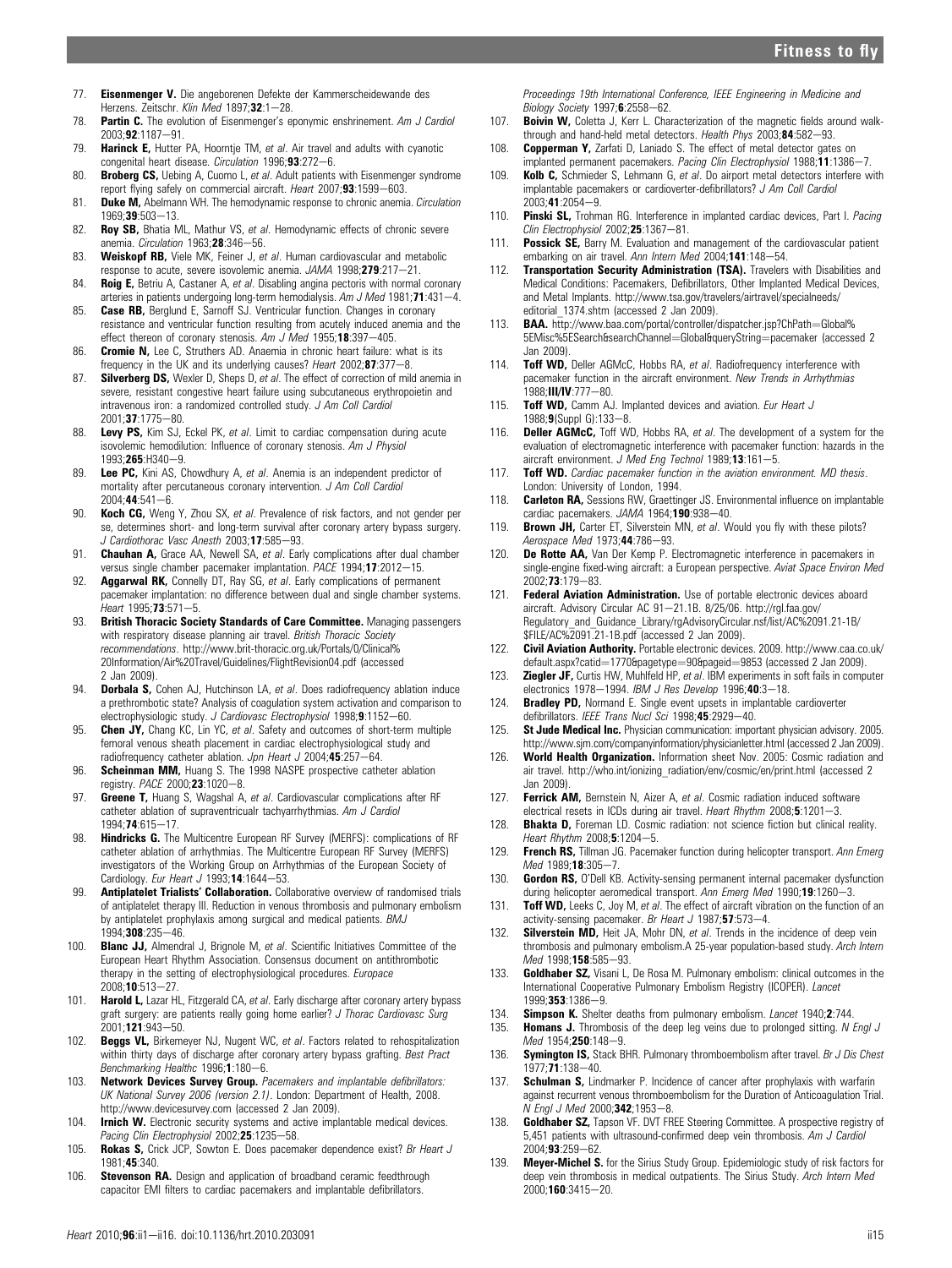77. **Eisenmenger V.** Die angeborenen Defekte der Kammerscheidewande des Herzens. Zeitschr. *Klin Med* 1897;**32**:1–28.
78. **Partin C.** The evolution of Eisenmenger's eponymic enshrinement. *Am J Cardiol* 2003;**92**:1187–91.
79. **Harinck E,** Hutter PA, Hoorntje TM, *et al*. Air travel and adults with cyanotic congenital heart disease. *Circulation* 1996;**93**:272–6.
80. **Broberg CS,** Uebing A, Cuomo L, *et al*. Adult patients with Eisenmenger syndrome report flying safely on commercial aircraft. *Heart* 2007;**93**:1599–603.
81. **Duke M,** Abelmann WH. The hemodynamic response to chronic anemia. *Circulation* 1969;**39**:503–13.
82. **Roy SB,** Bhatia ML, Mathur VS, *et al*. Hemodynamic effects of chronic severe anemia. *Circulation* 1963;**28**:346–56.
83. **Weiskopf RB,** Viele MK, Feiner J, *et al*. Human cardiovascular and metabolic response to acute, severe isovolemic anemia. *JAMA* 1998;**279**:217–21.
84. **Roig E,** Betriu A, Castaner A, *et al*. Disabling angina pectoris with normal coronary arteries in patients undergoing long-term hemodialysis. *Am J Med* 1981;**71**:431–4.
85. **Case RB,** Berglund E, Sarnoff SJ. Ventricular function. Changes in coronary resistance and ventricular function resulting from acutely induced anemia and the effect thereon of coronary stenosis. *Am J Med* 1955;**18**:397–405.
86. **Cromie N,** Lee C, Struthers AD. Anaemia in chronic heart failure: what is its frequency in the UK and its underlying causes? *Heart* 2002;**87**:377–8.
87. **Silverberg DS,** Wexler D, Sheps D, *et al*. The effect of correction of mild anemia in severe, resistant congestive heart failure using subcutaneous erythropoietin and intravenous iron: a randomized controlled study. *J Am Coll Cardiol* 2001;**37**:1775–80.
88. **Levy PS,** Kim SJ, Eckel PK, *et al*. Limit to cardiac compensation during acute isovolemic hemodilution: Influence of coronary stenosis. *Am J Physiol* 1993;**265**:H340–9.
89. **Lee PC,** Kini AS, Chowdhury A, *et al*. Anemia is an independent predictor of mortality after percutaneous coronary intervention. *J Am Coll Cardiol* 2004;**44**:541–6.
90. **Koch CG,** Weng Y, Zhou SX, *et al*. Prevalence of risk factors, and not gender per se, determines short- and long-term survival after coronary artery bypass surgery. *J Cardiothorac Vasc Anesth* 2003;**17**:585–93.
91. **Chauhan A,** Grace AA, Newell SA, *et al*. Early complications after dual chamber versus single chamber pacemaker implantation. *PACE* 1994;**17**:2012–15.
92. **Aggarwal RK,** Connelly DT, Ray SG, *et al*. Early complications of permanent pacemaker implantation: no difference between dual and single chamber systems. *Heart* 1995;**73**:571–5.
93. **British Thoracic Society Standards of Care Committee.** Managing passengers with respiratory disease planning air travel. *British Thoracic Society recommendations*. http://www.brit-thoracic.org.uk/Portals/0/Clinical%20Information/Air%20Travel/Guidelines/FlightRevision04.pdf (accessed 2 Jan 2009).
94. **Dorbala S,** Cohen AJ, Hutchinson LA, *et al*. Does radiofrequency ablation induce a prethrombotic state? Analysis of coagulation system activation and comparison to electrophysiologic study. *J Cardiovasc Electrophysiol* 1998;**9**:1152–60.
95. **Chen JY,** Chang KC, Lin YC, *et al*. Safety and outcomes of short-term multiple femoral venous sheath placement in cardiac electrophysiological study and radiofrequency catheter ablation. *Jpn Heart J* 2004;**45**:257–64.
96. **Scheinman MM,** Huang S. The 1998 NASPE prospective catheter ablation registry. *PACE* 2000;**23**:1020–8.
97. **Greene T,** Huang S, Wagshal A, *et al*. Cardiovascular complications after RF catheter ablation of supraventricualr tachyarrhythmias. *Am J Cardiol* 1994;**74**:615–17.
98. **Hindricks G.** The Multicentre European RF Survey (MERFS): complications of RF catheter ablation of arrhythmias. The Multicentre European RF Survey (MERFS) investigators of the Working Group on Arrhythmias of the European Society of Cardiology. *Eur Heart J* 1993;**14**:1644–53.
99. **Antiplatelet Trialists' Collaboration.** Collaborative overview of randomised trials of antiplatelet therapy III. Reduction in venous thrombosis and pulmonary embolism by antiplatelet prophylaxis among surgical and medical patients. *BMJ* 1994;**308**:235–46.
100. **Blanc JJ,** Almendral J, Brignole M, *et al*. Scientific Initiatives Committee of the European Heart Rhythm Association. Consensus document on antithrombotic therapy in the setting of electrophysiological procedures. *Europace* 2008;**10**:513–27.
101. **Harold L,** Lazar HL, Fitzgerald CA, *et al*. Early discharge after coronary artery bypass graft surgery: are patients really going home earlier? *J Thorac Cardiovasc Surg* 2001;**121**:943–50.
102. **Beggs VL,** Birkemeyer NJ, Nugent WC, *et al*. Factors related to rehospitalization within thirty days of discharge after coronary artery bypass grafting. *Best Pract Benchmarking Healthc* 1996;**1**:180–6.
103. **Network Devices Survey Group.** *Pacemakers and implantable defibrillators: UK National Survey 2006 (version 2.1)*. London: Department of Health, 2008. http://www.devicesurvey.com (accessed 2 Jan 2009).
104. **Irnich W.** Electronic security systems and active implantable medical devices. *Pacing Clin Electrophysiol* 2002;**25**:1235–58.
105. **Rokas S,** Crick JCP, Sowton E. Does pacemaker dependence exist? *Br Heart J* 1981;**45**:340.
106. **Stevenson RA.** Design and application of broadband ceramic feedthrough capacitor EMI filters to cardiac pacemakers and implantable defibrillators. *Proceedings 19th International Conference, IEEE Engineering in Medicine and Biology Society* 1997;**6**:2558–62.
107. **Boivin W,** Coletta J, Kerr L. Characterization of the magnetic fields around walk-through and hand-held metal detectors. *Health Phys* 2003;**84**:582–93.
108. **Copperman Y,** Zarfati D, Laniado S. The effect of metal detector gates on implanted permanent pacemakers. *Pacing Clin Electrophysiol* 1988;**11**:1386–7.
109. **Kolb C,** Schmieder S, Lehmann G, *et al*. Do airport metal detectors interfere with implantable pacemakers or cardioverter-defibrillators? *J Am Coll Cardiol* 2003;**41**:2054–9.
110. **Pinski SL,** Trohman RG. Interference in implanted cardiac devices, Part I. *Pacing Clin Electrophysiol* 2002;**25**:1367–81.
111. **Possick SE,** Barry M. Evaluation and management of the cardiovascular patient embarking on air travel. *Ann Intern Med* 2004;**141**:148–54.
112. **Transportation Security Administration (TSA).** Travelers with Disabilities and Medical Conditions: Pacemakers, Defibrillators, Other Implanted Medical Devices, and Metal Implants. http://www.tsa.gov/travelers/airtravel/specialneeds/editorial_1374.shtm (accessed 2 Jan 2009).
113. **BAA.** http://www.baa.com/portal/controller/dispatcher.jsp?ChPath=Global%5EMisc%5ESearch&searchChannel=Global&queryString=pacemaker (accessed 2 Jan 2009).
114. **Toff WD,** Deller AGMcC, Hobbs RA, *et al*. Radiofrequency interference with pacemaker function in the aircraft environment. *New Trends in Arrhythmias* 1988;**III/IV**:777–80.
115. **Toff WD,** Camm AJ. Implanted devices and aviation. *Eur Heart J* 1988;**9**(Suppl G):133–8.
116. **Deller AGMcC,** Toff WD, Hobbs RA, *et al*. The development of a system for the evaluation of electromagnetic interference with pacemaker function: hazards in the aircraft environment. *J Med Eng Technol* 1989;**13**:161–5.
117. **Toff WD.** *Cardiac pacemaker function in the aviation environment. MD thesis*. London: University of London, 1994.
118. **Carleton RA,** Sessions RW, Graettinger JS. Environmental influence on implantable cardiac pacemakers. *JAMA* 1964;**190**:938–40.
119. **Brown JH,** Carter ET, Silverstein MN, *et al*. Would you fly with these pilots? *Aerospace Med* 1973;**44**:786–93.
120. **De Rotte AA,** Van Der Kemp P. Electromagnetic interference in pacemakers in single-engine fixed-wing aircraft: a European perspective. *Aviat Space Environ Med* 2002;**73**:179–83.
121. **Federal Aviation Administration.** Use of portable electronic devices aboard aircraft. Advisory Circular AC 91–21.1B. 8/25/06. http://rgl.faa.gov/Regulatory_and_Guidance_Library/rgAdvisoryCircular.nsf/list/AC%2091.21-1B/$FILE/AC%2091.21-1B.pdf (accessed 2 Jan 2009).
122. **Civil Aviation Authority.** Portable electronic devices. 2009. http://www.caa.co.uk/default.aspx?catid=1770&pagetype=90&pageid=9853 (accessed 2 Jan 2009).
123. **Ziegler JF,** Curtis HW, Muhlfeld HP, *et al*. IBM experiments in soft fails in computer electronics 1978–1994. *IBM J Res Develop* 1996;**40**:3–18.
124. **Bradley PD,** Normand E. Single event upsets in implantable cardioverter defibrillators. *IEEE Trans Nucl Sci* 1998;**45**:2929–40.
125. **St Jude Medical Inc.** Physician communication: important physician advisory. 2005. http://www.sjm.com/companyinformation/physicianletter.html (accessed 2 Jan 2009).
126. **World Health Organization.** Information sheet Nov. 2005: Cosmic radiation and air travel. http://who.int/ionizing_radiation/env/cosmic/en/print.html (accessed 2 Jan 2009).
127. **Ferrick AM,** Bernstein N, Aizer A, *et al*. Cosmic radiation induced software electrical resets in ICDs during air travel. *Heart Rhythm* 2008;**5**:1201–3.
128. **Bhakta D,** Foreman LD. Cosmic radiation: not science fiction but clinical reality. *Heart Rhythm* 2008;**5**:1204–5.
129. **French RS,** Tillman JG. Pacemaker function during helicopter transport. *Ann Emerg Med* 1989;**18**:305–7.
130. **Gordon RS,** O'Dell KB. Activity-sensing permanent internal pacemaker dysfunction during helicopter aeromedical transport. *Ann Emerg Med* 1990;**19**:1260–3.
131. **Toff WD,** Leeks C, Joy M, *et al*. The effect of aircraft vibration on the function of an activity-sensing pacemaker. *Br Heart J* 1987;**57**:573–4.
132. **Silverstein MD,** Heit JA, Mohr DN, *et al*. Trends in the incidence of deep vein thrombosis and pulmonary embolism.A 25-year population-based study. *Arch Intern Med* 1998;**158**:585–93.
133. **Goldhaber SZ,** Visani L, De Rosa M. Pulmonary embolism: clinical outcomes in the International Cooperative Pulmonary Embolism Registry (ICOPER). *Lancet* 1999;**353**:1386–9.
134. **Simpson K.** Shelter deaths from pulmonary embolism. *Lancet* 1940;**2**:744.
135. **Homans J.** Thrombosis of the deep leg veins due to prolonged sitting. *N Engl J Med* 1954;**250**:148–9.
136. **Symington IS,** Stack BHR. Pulmonary thromboembolism after travel. *Br J Dis Chest* 1977;**71**:138–40.
137. **Schulman S,** Lindmarker P. Incidence of cancer after prophylaxis with warfarin against recurrent venous thromboembolism for the Duration of Anticoagulation Trial. *N Engl J Med* 2000;**342**:1953–8.
138. **Goldhaber SZ,** Tapson VF. DVT FREE Steering Committee. A prospective registry of 5,451 patients with ultrasound-confirmed deep vein thrombosis. *Am J Cardiol* 2004;**93**:259–62.
139. **Meyer-Michel S.** for the Sirius Study Group. Epidemiologic study of risk factors for deep vein thrombosis in medical outpatients. The Sirius Study. *Arch Intern Med* 2000;**160**:3415–20.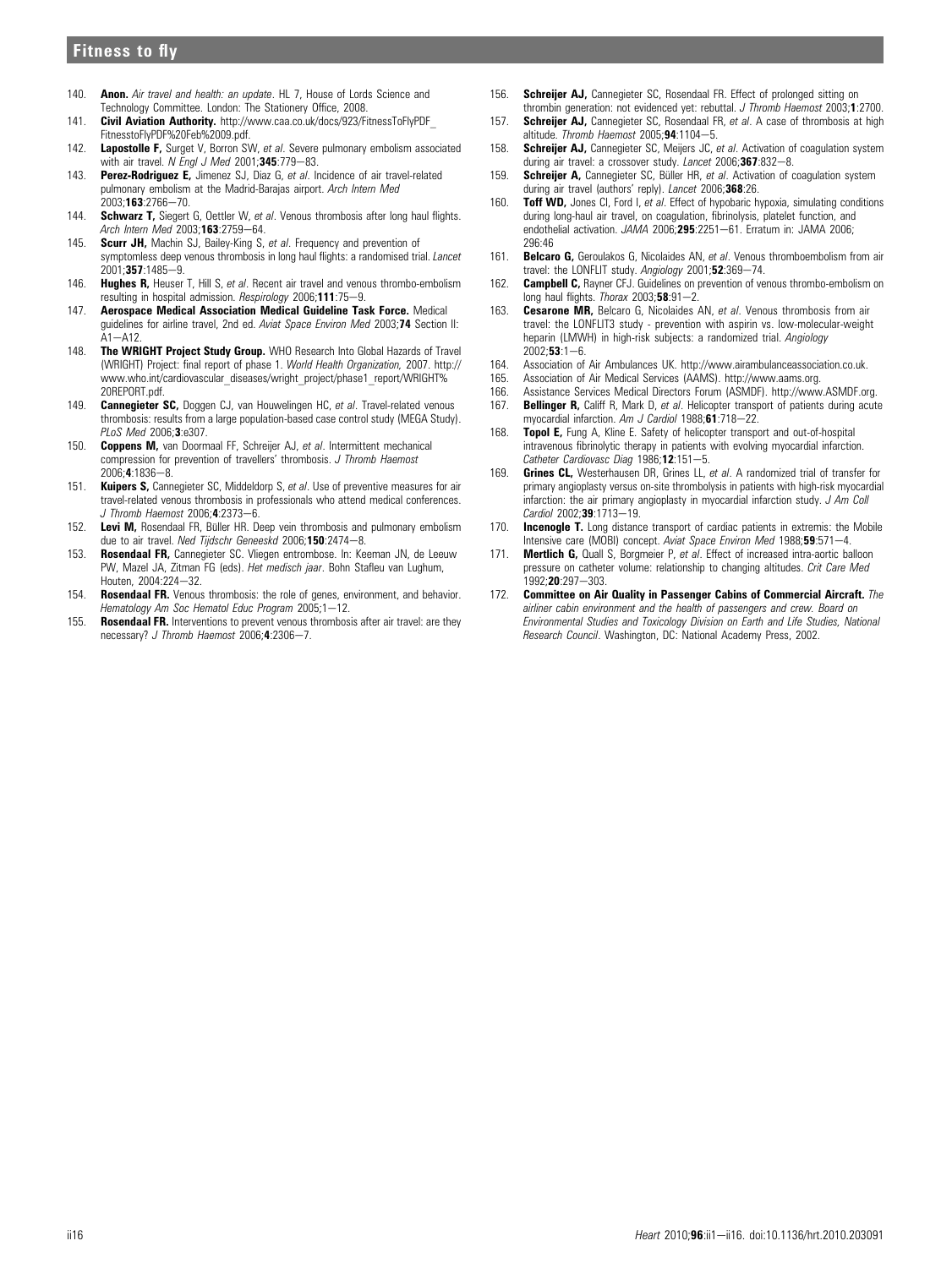140. **Anon.** *Air travel and health: an update*. HL 7, House of Lords Science and Technology Committee. London: The Stationery Office, 2008.
141. **Civil Aviation Authority.** http://www.caa.co.uk/docs/923/FitnessToFlyPDF_FitnesstoFlyPDF%20Feb%2009.pdf.
142. **Lapostolle F,** Surget V, Borron SW, *et al*. Severe pulmonary embolism associated with air travel. *N Engl J Med* 2001;**345**:779–83.
143. **Perez-Rodriguez E,** Jimenez SJ, Diaz G, *et al*. Incidence of air travel-related pulmonary embolism at the Madrid-Barajas airport. *Arch Intern Med* 2003;**163**:2766–70.
144. **Schwarz T,** Siegert G, Oettler W, *et al*. Venous thrombosis after long haul flights. *Arch Intern Med* 2003;**163**:2759–64.
145. **Scurr JH,** Machin SJ, Bailey-King S, *et al*. Frequency and prevention of symptomless deep venous thrombosis in long haul flights: a randomised trial. *Lancet* 2001;**357**:1485–9.
146. **Hughes R,** Heuser T, Hill S, *et al*. Recent air travel and venous thrombo-embolism resulting in hospital admission. *Respirology* 2006;**111**:75–9.
147. **Aerospace Medical Association Medical Guideline Task Force.** Medical guidelines for airline travel, 2nd ed. *Aviat Space Environ Med* 2003;**74** Section II: A1–A12.
148. **The WRIGHT Project Study Group.** WHO Research Into Global Hazards of Travel (WRIGHT) Project: final report of phase 1. *World Health Organization,* 2007. http://www.who.int/cardiovascular_diseases/wright_project/phase1_report/WRIGHT%20REPORT.pdf.
149. **Cannegieter SC,** Doggen CJ, van Houwelingen HC, *et al*. Travel-related venous thrombosis: results from a large population-based case control study (MEGA Study). *PLoS Med* 2006;**3**:e307.
150. **Coppens M,** van Doormaal FF, Schreijer AJ, *et al*. Intermittent mechanical compression for prevention of travellers' thrombosis. *J Thromb Haemost* 2006;**4**:1836–8.
151. **Kuipers S,** Cannegieter SC, Middeldorp S, *et al*. Use of preventive measures for air travel-related venous thrombosis in professionals who attend medical conferences. *J Thromb Haemost* 2006;**4**:2373–6.
152. **Levi M,** Rosendaal FR, Büller HR. Deep vein thrombosis and pulmonary embolism due to air travel. *Ned Tijdschr Geneeskd* 2006;**150**:2474–8.
153. **Rosendaal FR,** Cannegieter SC. Vliegen entrombose. In: Keeman JN, de Leeuw PW, Mazel JA, Zitman FG (eds). *Het medisch jaar*. Bohn Stafleu van Lughum, Houten, 2004:224–32.
154. **Rosendaal FR.** Venous thrombosis: the role of genes, environment, and behavior. *Hematology Am Soc Hematol Educ Program* 2005;1–12.
155. **Rosendaal FR.** Interventions to prevent venous thrombosis after air travel: are they necessary? *J Thromb Haemost* 2006;**4**:2306–7.
156. **Schreijer AJ,** Cannegieter SC, Rosendaal FR. Effect of prolonged sitting on thrombin generation: not evidenced yet: rebuttal. *J Thromb Haemost* 2003;**1**:2700.
157. **Schreijer AJ,** Cannegieter SC, Rosendaal FR, *et al*. A case of thrombosis at high altitude. *Thromb Haemost* 2005;**94**:1104–5.
158. **Schreijer AJ,** Cannegieter SC, Meijers JC, *et al*. Activation of coagulation system during air travel: a crossover study. *Lancet* 2006;**367**:832–8.
159. **Schreijer A,** Cannegieter SC, Büller HR, *et al*. Activation of coagulation system during air travel (authors' reply). *Lancet* 2006;**368**:26.
160. **Toff WD,** Jones CI, Ford I, *et al*. Effect of hypobaric hypoxia, simulating conditions during long-haul air travel, on coagulation, fibrinolysis, platelet function, and endothelial activation. *JAMA* 2006;**295**:2251–61. Erratum in: JAMA 2006; 296:46
161. **Belcaro G,** Geroulakos G, Nicolaides AN, *et al*. Venous thromboembolism from air travel: the LONFLIT study. *Angiology* 2001;**52**:369–74.
162. **Campbell C,** Rayner CFJ. Guidelines on prevention of venous thrombo-embolism on long haul flights. *Thorax* 2003;**58**:91–2.
163. **Cesarone MR,** Belcaro G, Nicolaides AN, *et al*. Venous thrombosis from air travel: the LONFLIT3 study - prevention with aspirin vs. low-molecular-weight heparin (LMWH) in high-risk subjects: a randomized trial. *Angiology* 2002;**53**:1–6.
164. Association of Air Ambulances UK. http://www.airambulanceassociation.co.uk.
165. Association of Air Medical Services (AAMS). http://www.aams.org.
166. Assistance Services Medical Directors Forum (ASMDF). http://www.ASMDF.org.
167. **Bellinger R,** Califf R, Mark D, *et al*. Helicopter transport of patients during acute myocardial infarction. *Am J Cardiol* 1988;**61**:718–22.
168. **Topol E,** Fung A, Kline E. Safety of helicopter transport and out-of-hospital intravenous fibrinolytic therapy in patients with evolving myocardial infarction. *Catheter Cardiovasc Diag* 1986;**12**:151–5.
169. **Grines CL,** Westerhausen DR, Grines LL, *et al*. A randomized trial of transfer for primary angioplasty versus on-site thrombolysis in patients with high-risk myocardial infarction: the air primary angioplasty in myocardial infarction study. *J Am Coll Cardiol* 2002;**39**:1713–19.
170. **Incenogle T.** Long distance transport of cardiac patients in extremis: the Mobile Intensive care (MOBI) concept. *Aviat Space Environ Med* 1988;**59**:571–4.
171. **Mertlich G,** Quall S, Borgmeier P, *et al*. Effect of increased intra-aortic balloon pressure on catheter volume: relationship to changing altitudes. *Crit Care Med* 1992;**20**:297–303.
172. **Committee on Air Quality in Passenger Cabins of Commercial Aircraft.** *The airliner cabin environment and the health of passengers and crew. Board on Environmental Studies and Toxicology Division on Earth and Life Studies, National Research Council*. Washington, DC: National Academy Press, 2002.